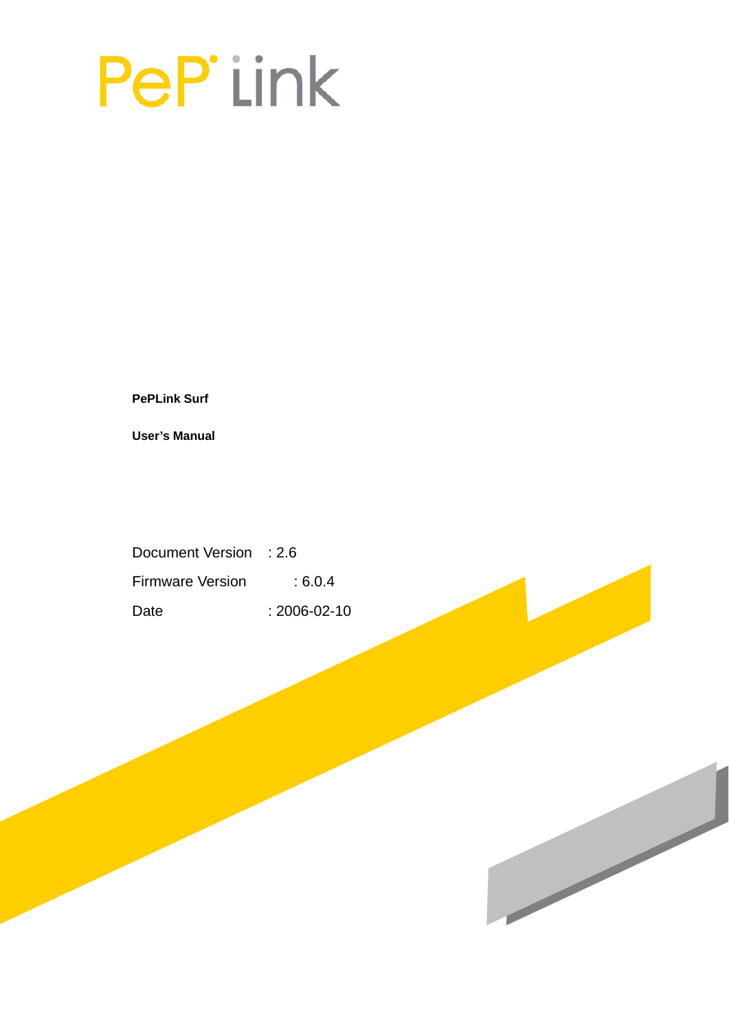PePLink

**PePLink Surf**

**User's Manual**

Document Version : 2.6

Firmware Version : 6.0.4

Date : 2006-02-10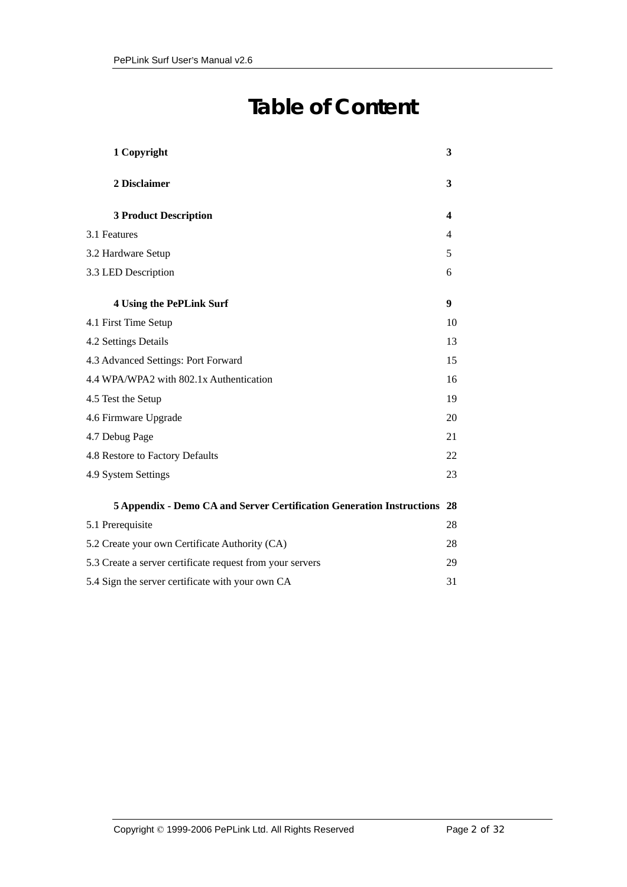# Table of Content

| | |
|---|---|
| **1 Copyright** | **3** |
| **2 Disclaimer** | **3** |
| **3 Product Description** | **4** |
| 3.1 Features | 4 |
| 3.2 Hardware Setup | 5 |
| 3.3 LED Description | 6 |
| **4 Using the PePLink Surf** | **9** |
| 4.1 First Time Setup | 10 |
| 4.2 Settings Details | 13 |
| 4.3 Advanced Settings: Port Forward | 15 |
| 4.4 WPA/WPA2 with 802.1x Authentication | 16 |
| 4.5 Test the Setup | 19 |
| 4.6 Firmware Upgrade | 20 |
| 4.7 Debug Page | 21 |
| 4.8 Restore to Factory Defaults | 22 |
| 4.9 System Settings | 23 |
| **5 Appendix - Demo CA and Server Certification Generation Instructions** | **28** |
| 5.1 Prerequisite | 28 |
| 5.2 Create your own Certificate Authority (CA) | 28 |
| 5.3 Create a server certificate request from your servers | 29 |
| 5.4 Sign the server certificate with your own CA | 31 |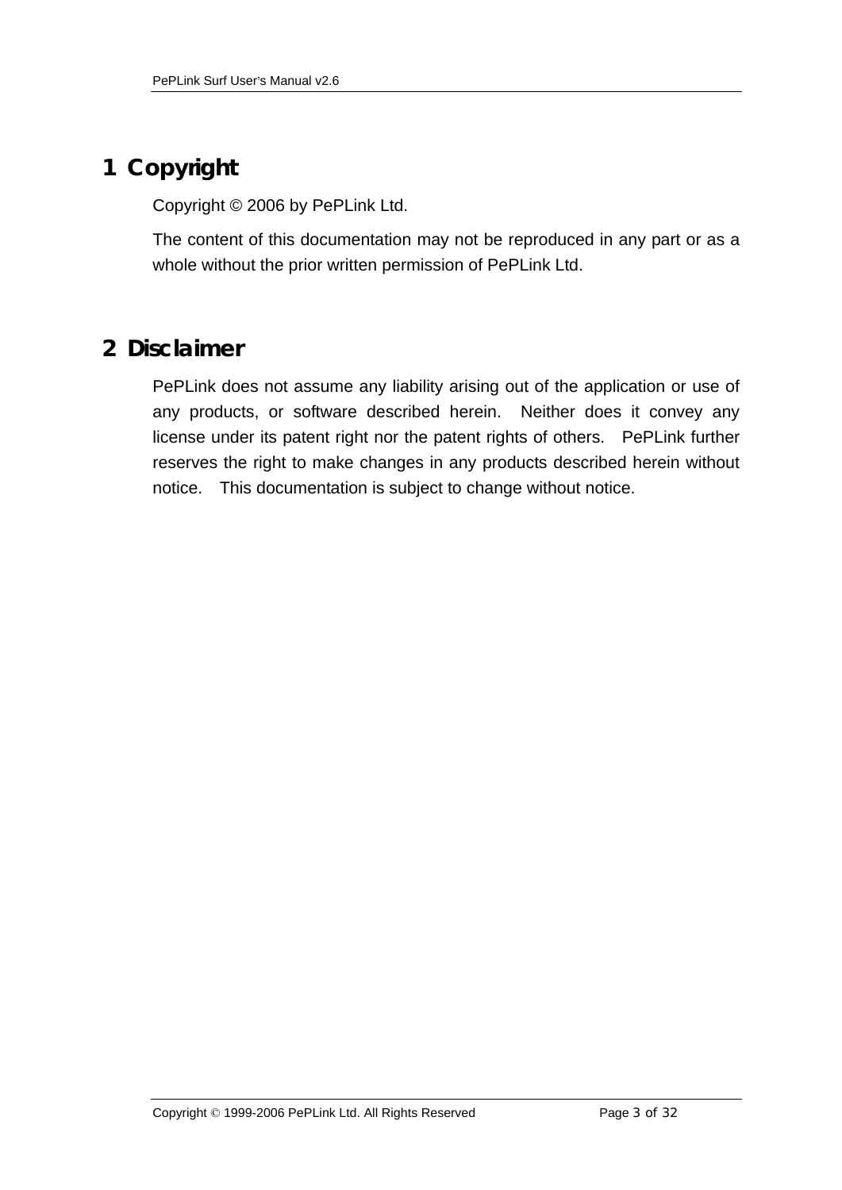# 1 Copyright

Copyright © 2006 by PePLink Ltd.

The content of this documentation may not be reproduced in any part or as a whole without the prior written permission of PePLink Ltd.

# 2 Disclaimer

PePLink does not assume any liability arising out of the application or use of any products, or software described herein. Neither does it convey any license under its patent right nor the patent rights of others. PePLink further reserves the right to make changes in any products described herein without notice. This documentation is subject to change without notice.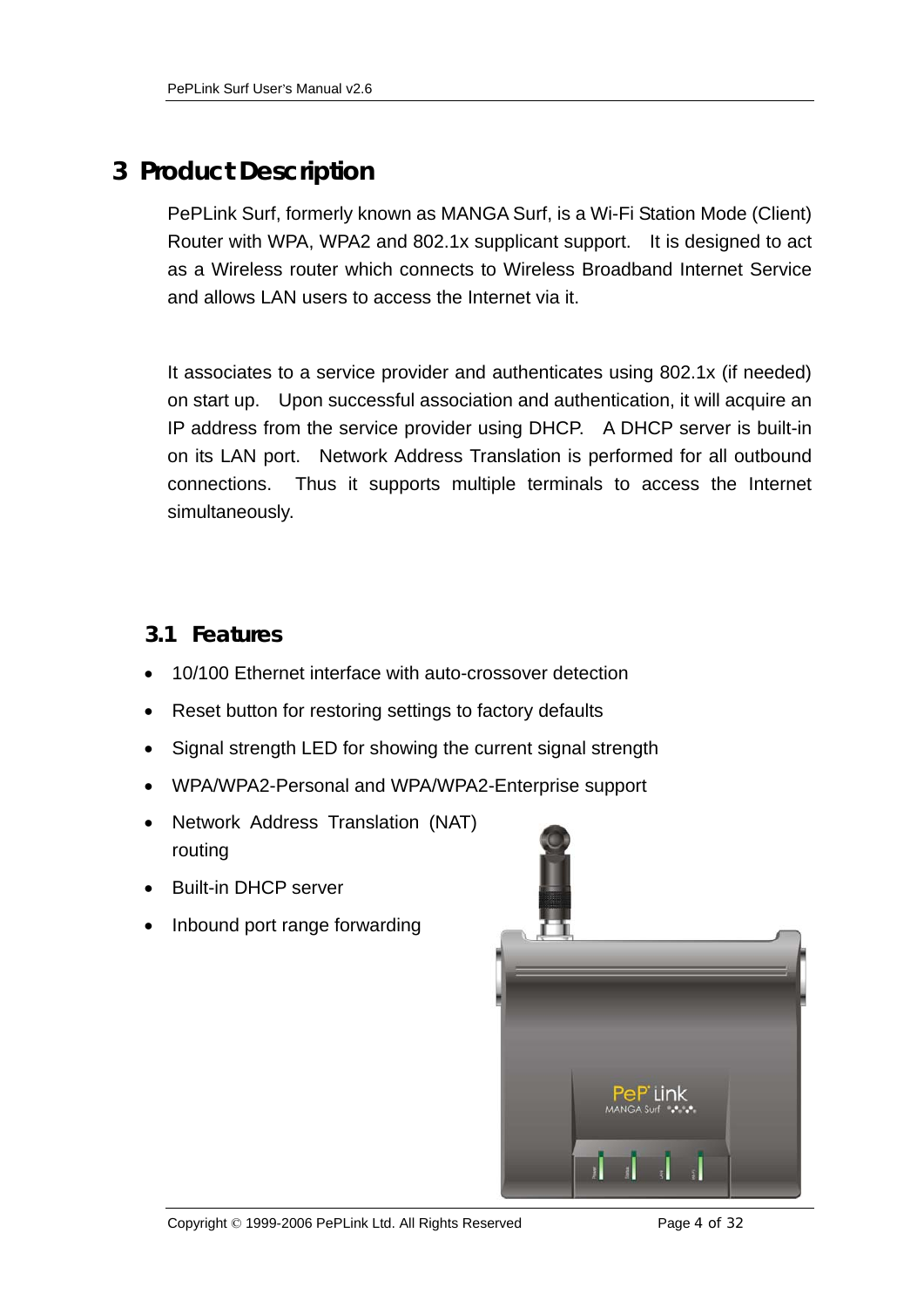# 3 Product Description

PePLink Surf, formerly known as MANGA Surf, is a Wi-Fi Station Mode (Client) Router with WPA, WPA2 and 802.1x supplicant support. It is designed to act as a Wireless router which connects to Wireless Broadband Internet Service and allows LAN users to access the Internet via it.

It associates to a service provider and authenticates using 802.1x (if needed) on start up. Upon successful association and authentication, it will acquire an IP address from the service provider using DHCP. A DHCP server is built-in on its LAN port. Network Address Translation is performed for all outbound connections. Thus it supports multiple terminals to access the Internet simultaneously.

## 3.1 Features

- 10/100 Ethernet interface with auto-crossover detection
- Reset button for restoring settings to factory defaults
- Signal strength LED for showing the current signal strength
- WPA/WPA2-Personal and WPA/WPA2-Enterprise support
- Network Address Translation (NAT) routing
- Built-in DHCP server
- Inbound port range forwarding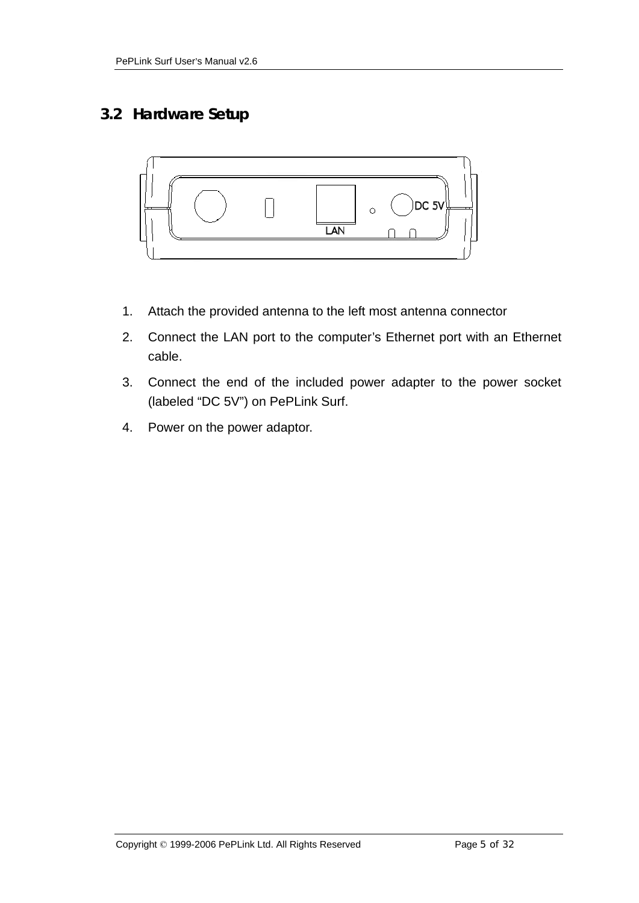## 3.2 Hardware Setup

1. Attach the provided antenna to the left most antenna connector
2. Connect the LAN port to the computer's Ethernet port with an Ethernet cable.
3. Connect the end of the included power adapter to the power socket (labeled "DC 5V") on PePLink Surf.
4. Power on the power adaptor.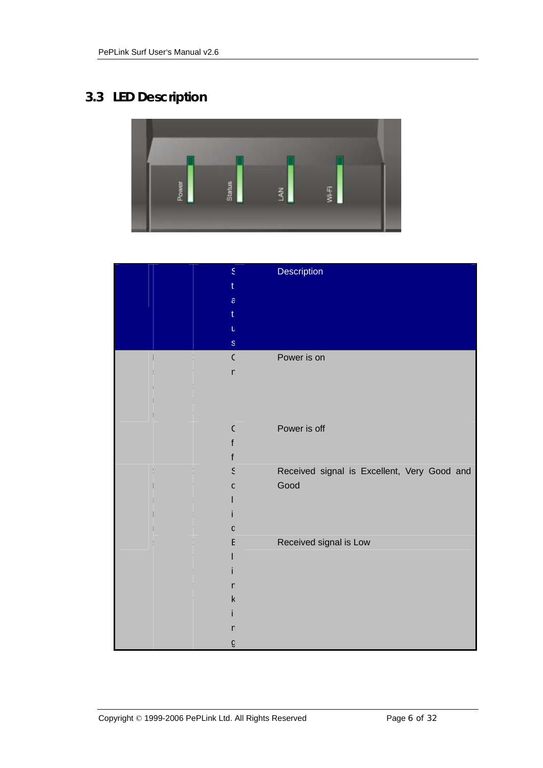## 3.3 LED Description

| | | Status | Description |
|---|---|---|---|
| | | On | Power is on |
| | | Off | Power is off |
| | | Solid | Received signal is Excellent, Very Good and Good |
| | | Blinking | Received signal is Low |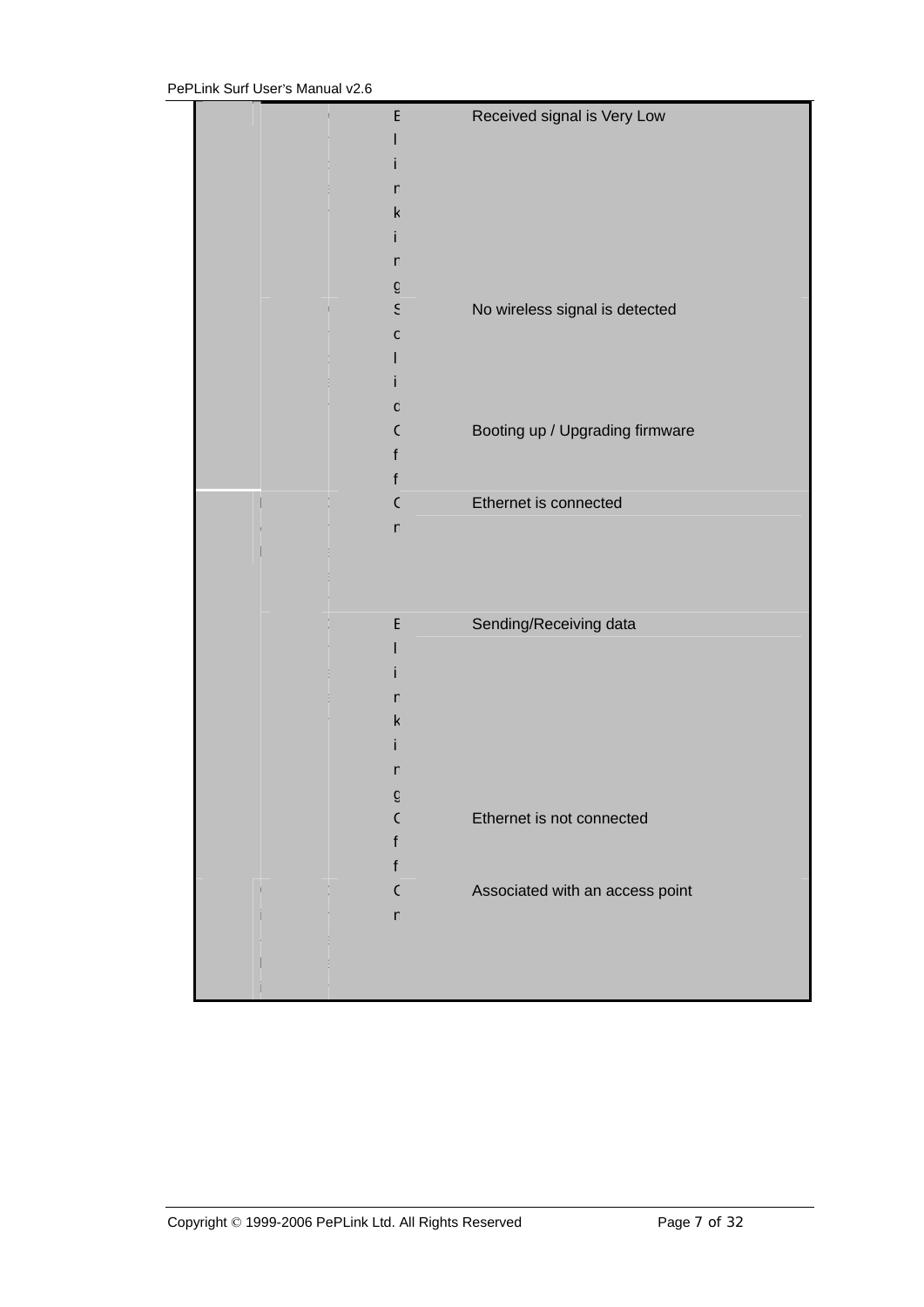| | | | Status | Description |
|---|---|---|---|---|
| | | | Blinking | Received signal is Very Low |
| | | | Solid | No wireless signal is detected |
| | | | Off | Booting up / Upgrading firmware |
| | | | On | Ethernet is connected |
| | | | Blinking | Sending/Receiving data |
| | | | Off | Ethernet is not connected |
| | | | On | Associated with an access point |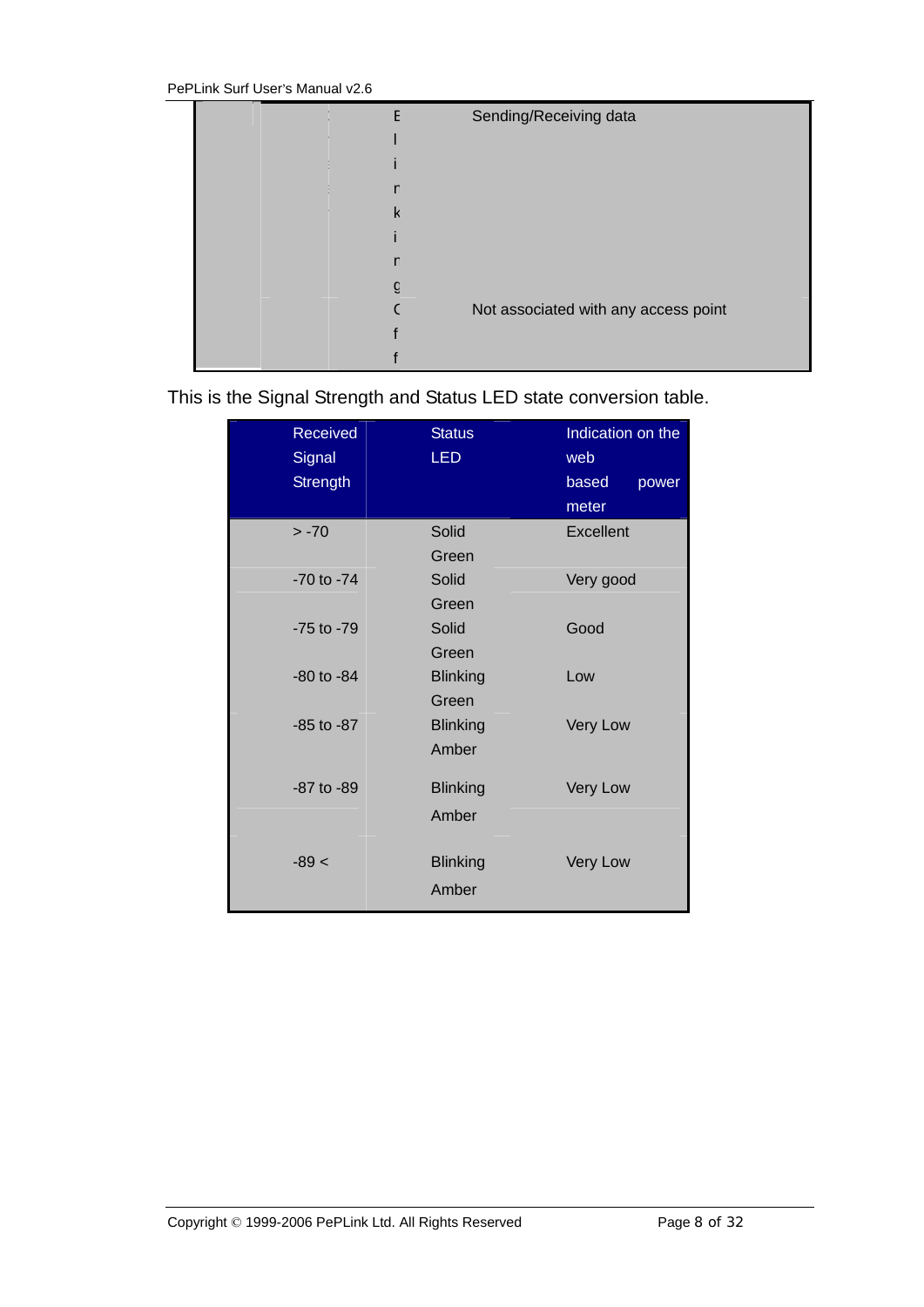| | | | |
|---|---|---|---|
| | | Blinking | Sending/Receiving data |
| | | Off | Not associated with any access point |

This is the Signal Strength and Status LED state conversion table.

| Received Signal Strength | Status LED | Indication on the web based power meter |
|---|---|---|
| > -70 | Solid Green | Excellent |
| -70 to -74 | Solid Green | Very good |
| -75 to -79 | Solid Green | Good |
| -80 to -84 | Blinking Green | Low |
| -85 to -87 | Blinking Amber | Very Low |
| -87 to -89 | Blinking Amber | Very Low |
| -89 < | Blinking Amber | Very Low |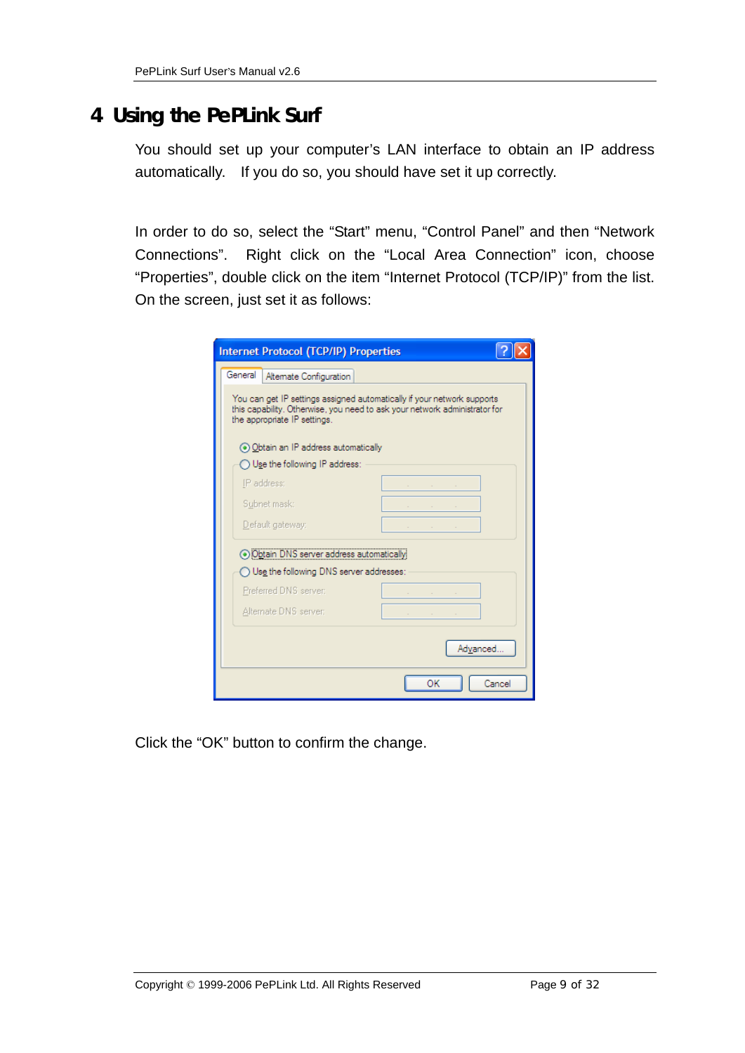# 4 Using the PePLink Surf

You should set up your computer's LAN interface to obtain an IP address automatically. If you do so, you should have set it up correctly.

In order to do so, select the "Start" menu, "Control Panel" and then "Network Connections". Right click on the "Local Area Connection" icon, choose "Properties", double click on the item "Internet Protocol (TCP/IP)" from the list. On the screen, just set it as follows:

Click the "OK" button to confirm the change.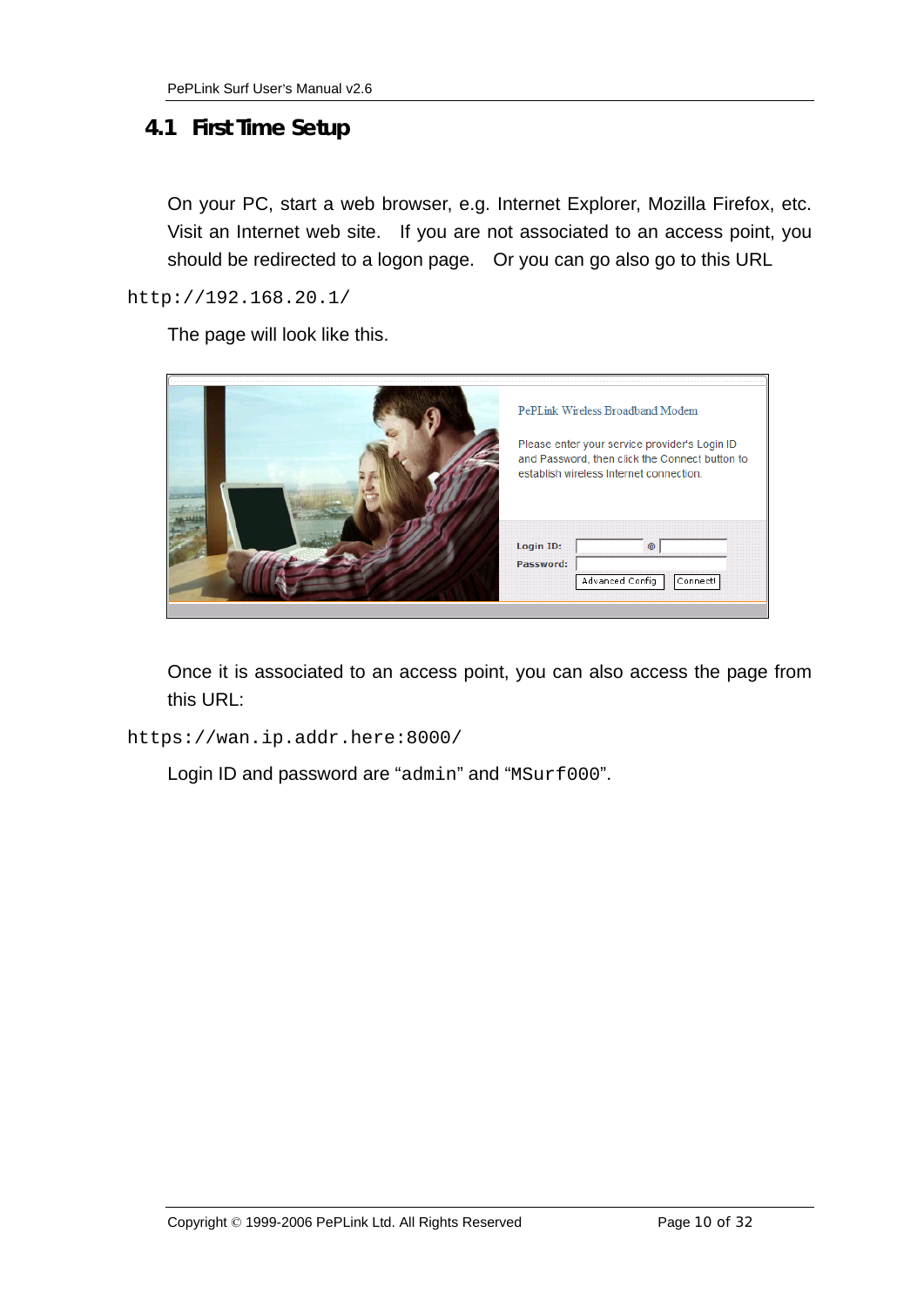## 4.1 First Time Setup

On your PC, start a web browser, e.g. Internet Explorer, Mozilla Firefox, etc. Visit an Internet web site. If you are not associated to an access point, you should be redirected to a logon page. Or you can go also go to this URL

```
http://192.168.20.1/
```

The page will look like this.

PePLink Wireless Broadband Modem

Please enter your service provider's Login ID and Password, then click the Connect button to establish wireless Internet connection.

Login ID: @
Password:
Advanced Config | Connect!

Once it is associated to an access point, you can also access the page from this URL:

```
https://wan.ip.addr.here:8000/
```

Login ID and password are "`admin`" and "`MSurf000`".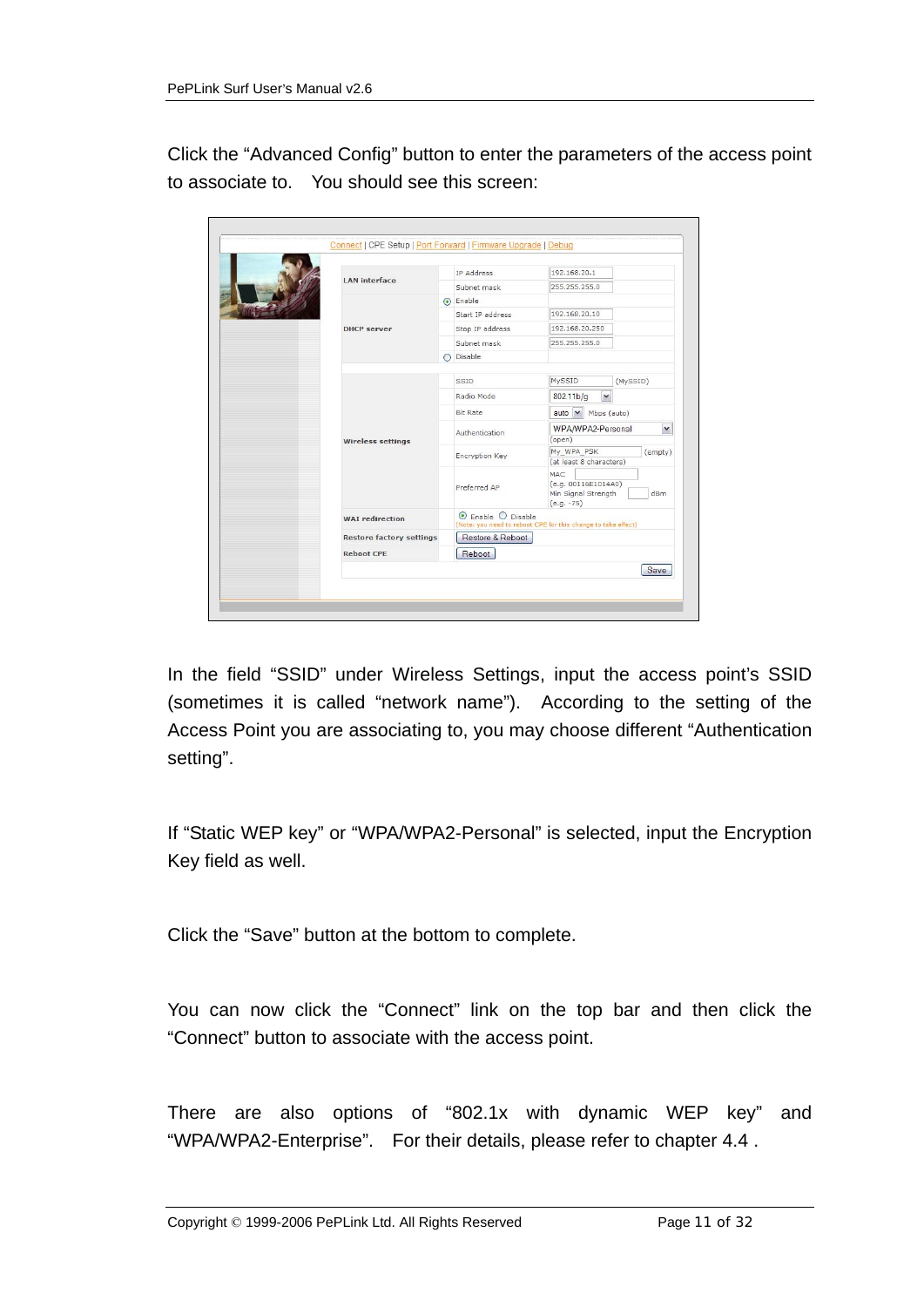Click the “Advanced Config” button to enter the parameters of the access point to associate to. You should see this screen:

In the field “SSID” under Wireless Settings, input the access point’s SSID (sometimes it is called “network name”). According to the setting of the Access Point you are associating to, you may choose different “Authentication setting”.

If “Static WEP key” or “WPA/WPA2-Personal” is selected, input the Encryption Key field as well.

Click the “Save” button at the bottom to complete.

You can now click the “Connect” link on the top bar and then click the “Connect” button to associate with the access point.

There are also options of “802.1x with dynamic WEP key” and “WPA/WPA2-Enterprise”. For their details, please refer to chapter 4.4 .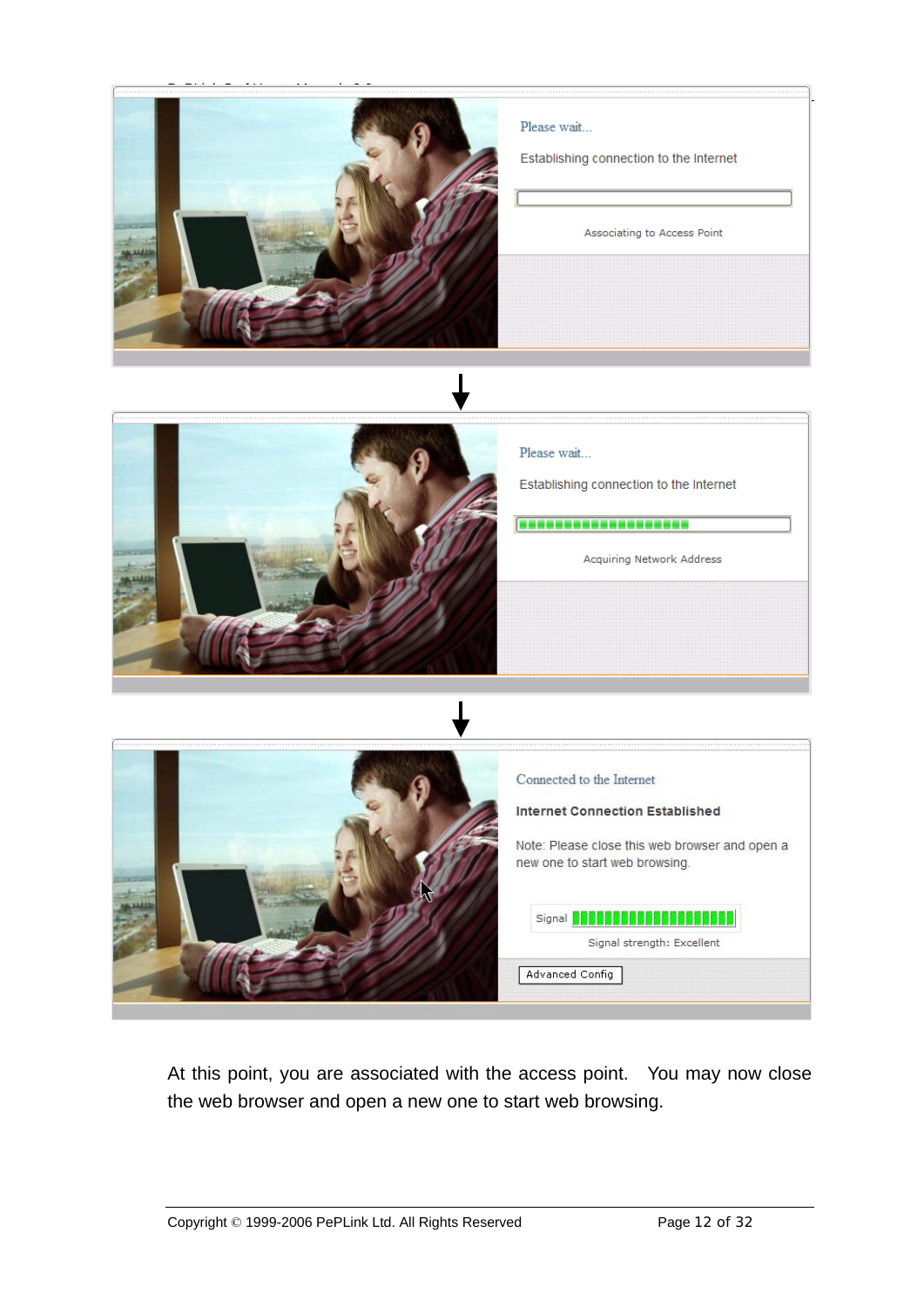Please wait...

Establishing connection to the Internet

Associating to Access Point

Please wait...

Establishing connection to the Internet

Acquiring Network Address

Connected to the Internet

**Internet Connection Established**

Note: Please close this web browser and open a new one to start web browsing.

Signal

Signal strength: Excellent

Advanced Config

At this point, you are associated with the access point. You may now close the web browser and open a new one to start web browsing.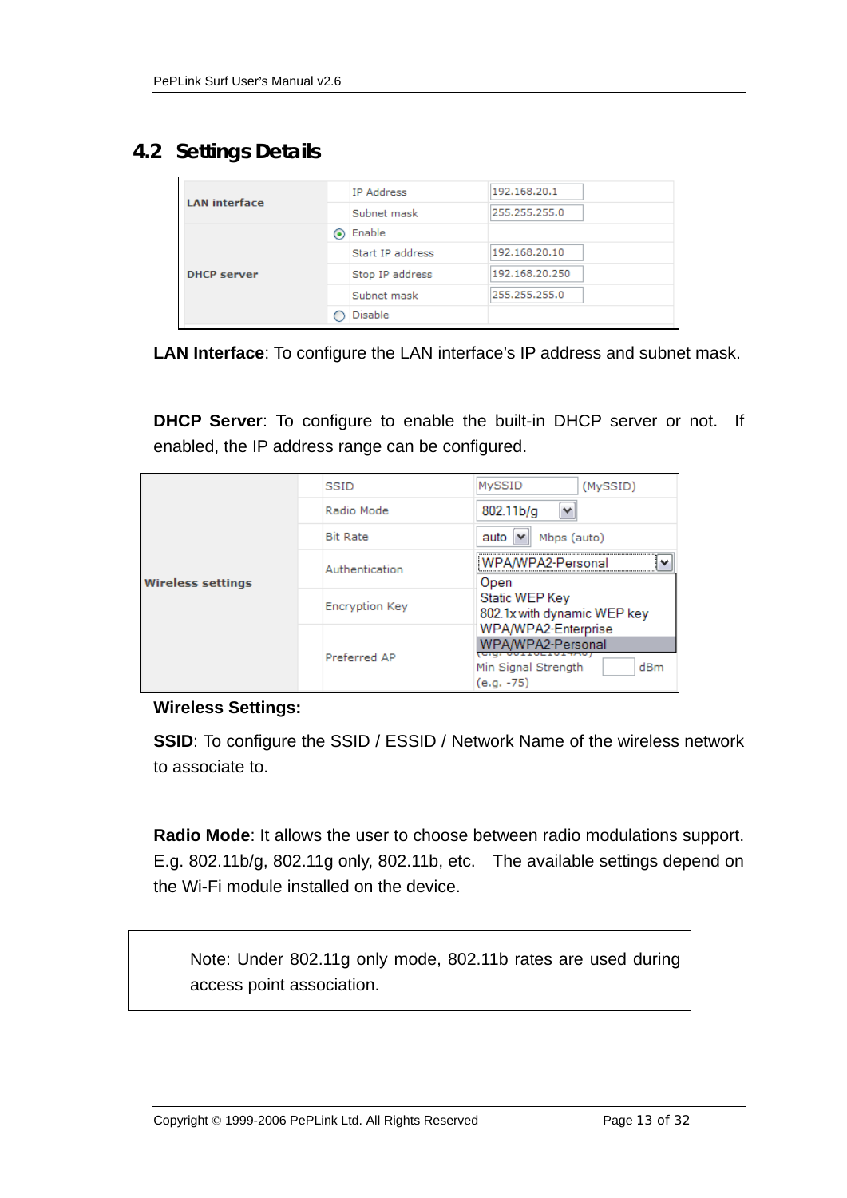## 4.2 Settings Details

| | | |
|---|---|---|
| **LAN interface** | IP Address | 192.168.20.1 |
| | Subnet mask | 255.255.255.0 |
| **DHCP server** | ◉ Enable | |
| | Start IP address | 192.168.20.10 |
| | Stop IP address | 192.168.20.250 |
| | Subnet mask | 255.255.255.0 |
| | ○ Disable | |

**LAN Interface**: To configure the LAN interface's IP address and subnet mask.

**DHCP Server**: To configure to enable the built-in DHCP server or not. If enabled, the IP address range can be configured.

| | | |
|---|---|---|
| **Wireless settings** | SSID | MySSID (MySSID) |
| | Radio Mode | 802.11b/g |
| | Bit Rate | auto Mbps (auto) |
| | Authentication | WPA/WPA2-Personal (Open / Static WEP Key / 802.1x with dynamic WEP key / WPA/WPA2-Enterprise / WPA/WPA2-Personal) |
| | Encryption Key | |
| | Preferred AP | Min Signal Strength dBm (e.g. -75) |

**Wireless Settings:**

**SSID**: To configure the SSID / ESSID / Network Name of the wireless network to associate to.

**Radio Mode**: It allows the user to choose between radio modulations support. E.g. 802.11b/g, 802.11g only, 802.11b, etc. The available settings depend on the Wi-Fi module installed on the device.

> Note: Under 802.11g only mode, 802.11b rates are used during access point association.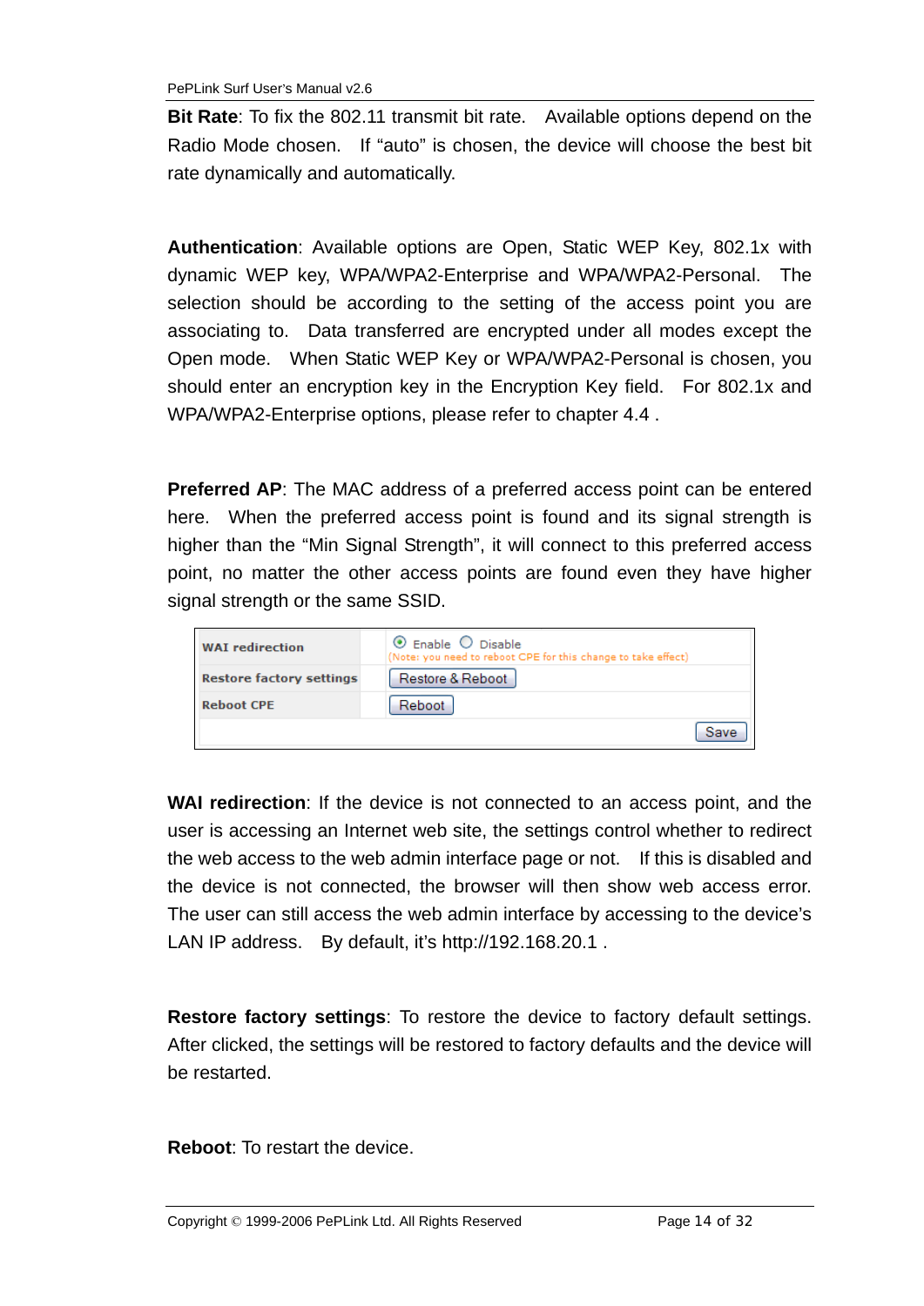**Bit Rate**: To fix the 802.11 transmit bit rate. Available options depend on the Radio Mode chosen. If "auto" is chosen, the device will choose the best bit rate dynamically and automatically.

**Authentication**: Available options are Open, Static WEP Key, 802.1x with dynamic WEP key, WPA/WPA2-Enterprise and WPA/WPA2-Personal. The selection should be according to the setting of the access point you are associating to. Data transferred are encrypted under all modes except the Open mode. When Static WEP Key or WPA/WPA2-Personal is chosen, you should enter an encryption key in the Encryption Key field. For 802.1x and WPA/WPA2-Enterprise options, please refer to chapter 4.4 .

**Preferred AP**: The MAC address of a preferred access point can be entered here. When the preferred access point is found and its signal strength is higher than the "Min Signal Strength", it will connect to this preferred access point, no matter the other access points are found even they have higher signal strength or the same SSID.

| | |
|---|---|
| **WAI redirection** | ◉ Enable ○ Disable (Note: you need to reboot CPE for this change to take effect) |
| **Restore factory settings** | [Restore & Reboot] |
| **Reboot CPE** | [Reboot] |
| | [Save] |

**WAI redirection**: If the device is not connected to an access point, and the user is accessing an Internet web site, the settings control whether to redirect the web access to the web admin interface page or not. If this is disabled and the device is not connected, the browser will then show web access error. The user can still access the web admin interface by accessing to the device's LAN IP address. By default, it's http://192.168.20.1 .

**Restore factory settings**: To restore the device to factory default settings. After clicked, the settings will be restored to factory defaults and the device will be restarted.

**Reboot**: To restart the device.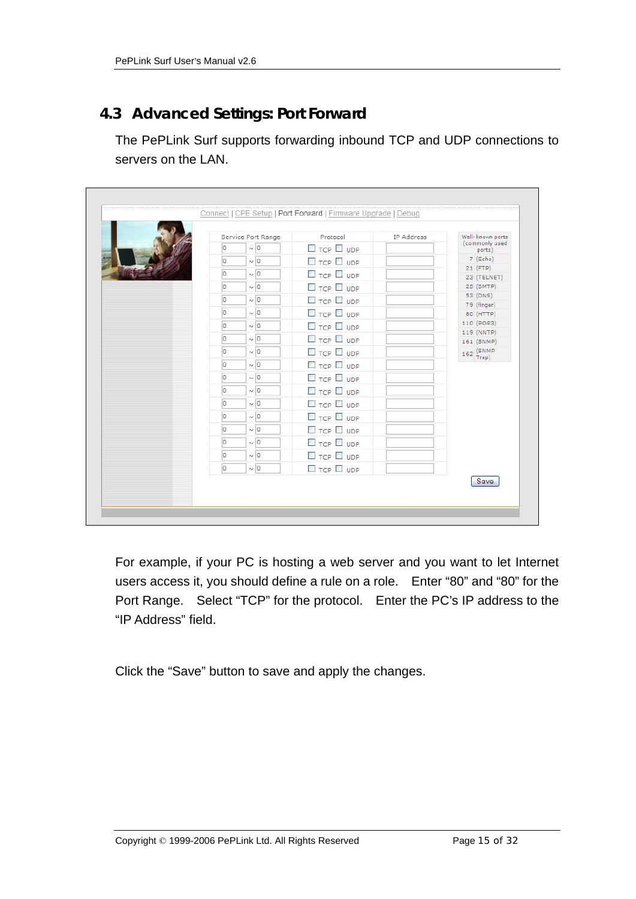## 4.3 Advanced Settings: Port Forward

The PePLink Surf supports forwarding inbound TCP and UDP connections to servers on the LAN.

For example, if your PC is hosting a web server and you want to let Internet users access it, you should define a rule on a role. Enter “80” and “80” for the Port Range. Select “TCP” for the protocol. Enter the PC’s IP address to the “IP Address” field.

Click the “Save” button to save and apply the changes.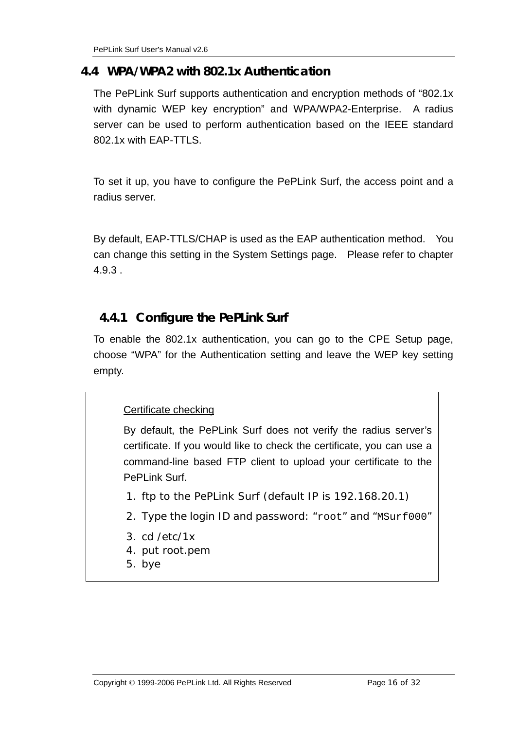## 4.4 WPA/WPA2 with 802.1x Authentication

The PePLink Surf supports authentication and encryption methods of "802.1x with dynamic WEP key encryption" and WPA/WPA2-Enterprise. A radius server can be used to perform authentication based on the IEEE standard 802.1x with EAP-TTLS.

To set it up, you have to configure the PePLink Surf, the access point and a radius server.

By default, EAP-TTLS/CHAP is used as the EAP authentication method. You can change this setting in the System Settings page. Please refer to chapter 4.9.3 .

### 4.4.1 Configure the PePLink Surf

To enable the 802.1x authentication, you can go to the CPE Setup page, choose "WPA" for the Authentication setting and leave the WEP key setting empty.

> Certificate checking
>
> By default, the PePLink Surf does not verify the radius server's certificate. If you would like to check the certificate, you can use a command-line based FTP client to upload your certificate to the PePLink Surf.
>
> 1. ftp to the PePLink Surf (default IP is 192.168.20.1)
> 2. Type the login ID and password: "`root`" and "`MSurf000`"
> 3. cd /etc/1x
> 4. put root.pem
> 5. bye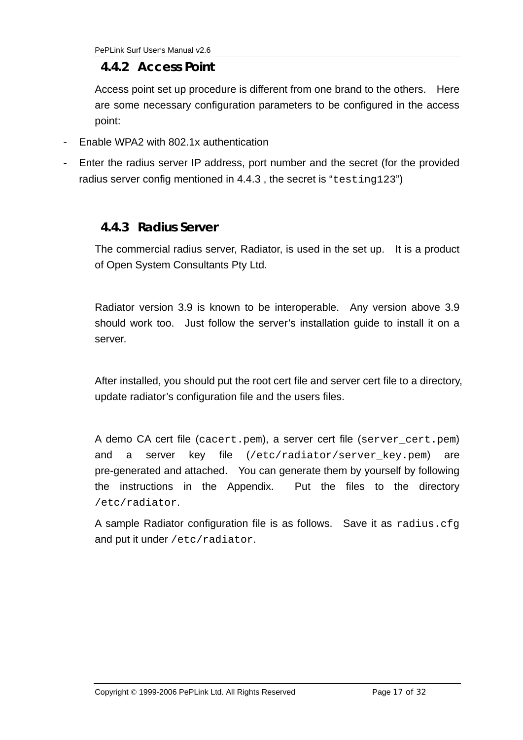### 4.4.2 Access Point

Access point set up procedure is different from one brand to the others. Here are some necessary configuration parameters to be configured in the access point:

- Enable WPA2 with 802.1x authentication
- Enter the radius server IP address, port number and the secret (for the provided radius server config mentioned in 4.4.3 , the secret is "`testing123`")

### 4.4.3 Radius Server

The commercial radius server, Radiator, is used in the set up. It is a product of Open System Consultants Pty Ltd.

Radiator version 3.9 is known to be interoperable. Any version above 3.9 should work too. Just follow the server's installation guide to install it on a server.

After installed, you should put the root cert file and server cert file to a directory, update radiator's configuration file and the users files.

A demo CA cert file (`cacert.pem`), a server cert file (`server_cert.pem`) and a server key file (`/etc/radiator/server_key.pem`) are pre-generated and attached. You can generate them by yourself by following the instructions in the Appendix. Put the files to the directory `/etc/radiator`.

A sample Radiator configuration file is as follows. Save it as `radius.cfg` and put it under `/etc/radiator`.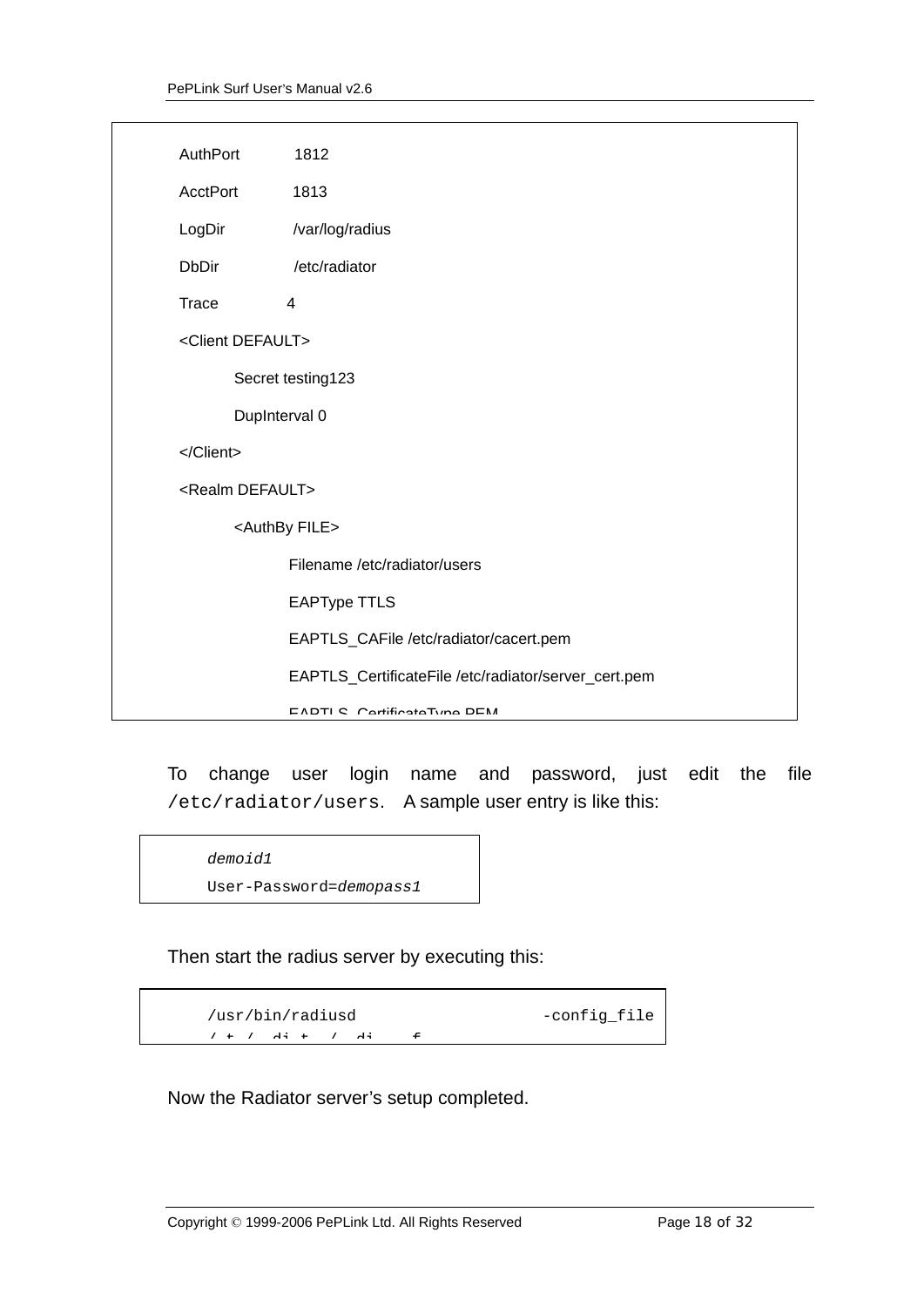```
AuthPort        1812
AcctPort        1813
LogDir          /var/log/radius
DbDir           /etc/radiator
Trace           4
<Client DEFAULT>
        Secret testing123
        DupInterval 0
</Client>
<Realm DEFAULT>
        <AuthBy FILE>
                Filename /etc/radiator/users
                EAPType TTLS
                EAPTLS_CAFile /etc/radiator/cacert.pem
                EAPTLS_CertificateFile /etc/radiator/server_cert.pem
                EAPTLS_CertificateType PEM
```

To change user login name and password, just edit the file `/etc/radiator/users`. A sample user entry is like this:

```
demoid1
User-Password=demopass1
```

Then start the radius server by executing this:

```
/usr/bin/radiusd                  -config_file
```

Now the Radiator server's setup completed.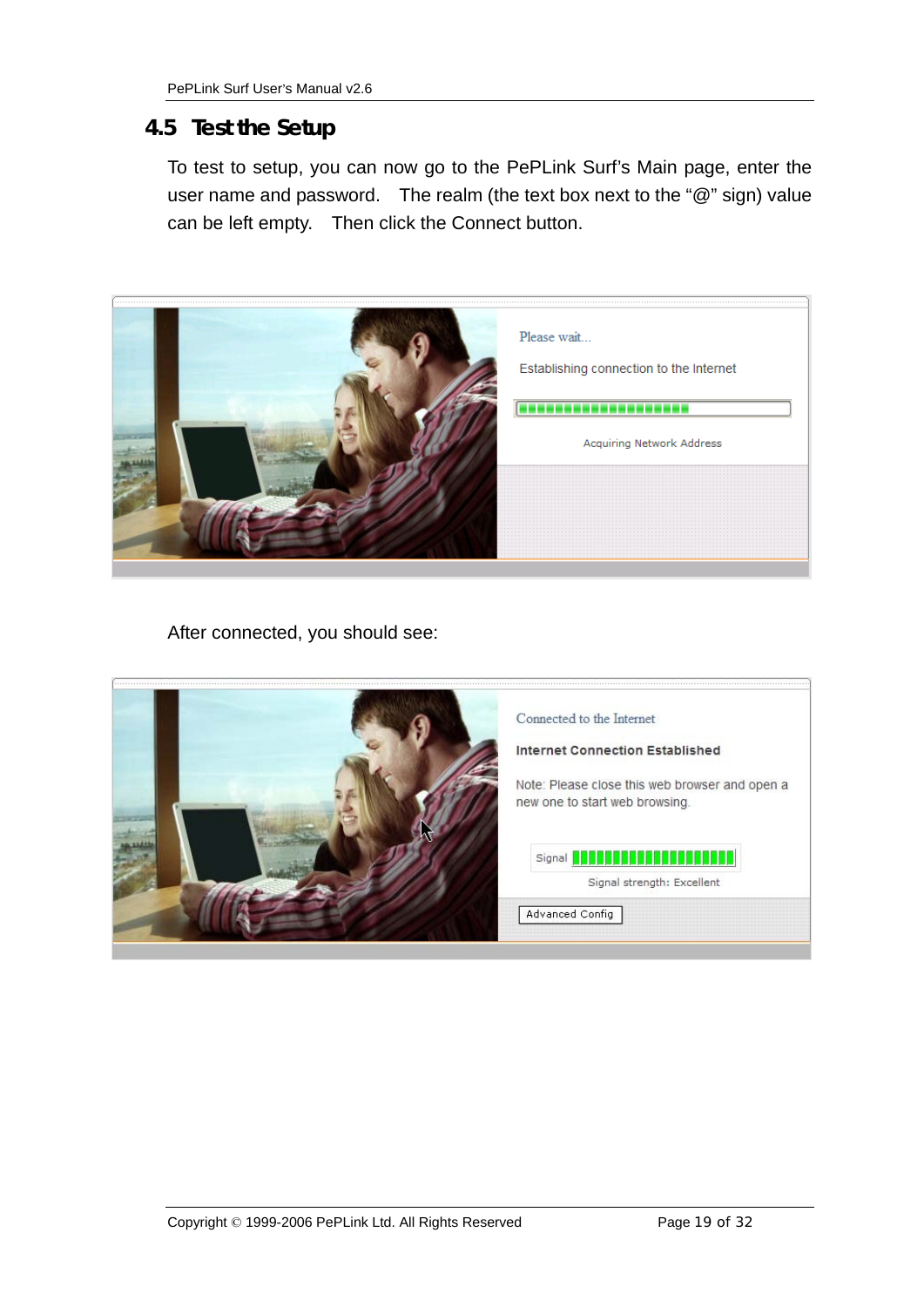## 4.5 Test the Setup

To test to setup, you can now go to the PePLink Surf's Main page, enter the user name and password. The realm (the text box next to the "@" sign) value can be left empty. Then click the Connect button.

Please wait...

Establishing connection to the Internet

Acquiring Network Address

After connected, you should see:

Connected to the Internet

**Internet Connection Established**

Note: Please close this web browser and open a new one to start web browsing.

Signal

Signal strength: Excellent

Advanced Config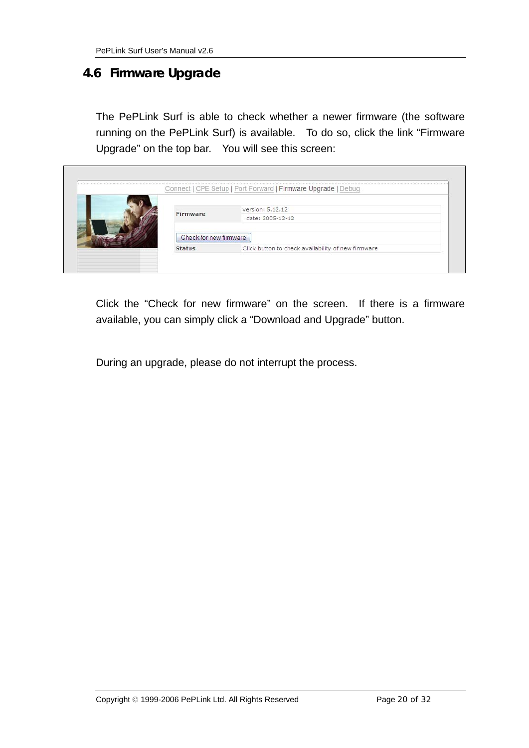## 4.6 Firmware Upgrade

The PePLink Surf is able to check whether a newer firmware (the software running on the PePLink Surf) is available. To do so, click the link "Firmware Upgrade" on the top bar. You will see this screen:

Click the "Check for new firmware" on the screen. If there is a firmware available, you can simply click a "Download and Upgrade" button.

During an upgrade, please do not interrupt the process.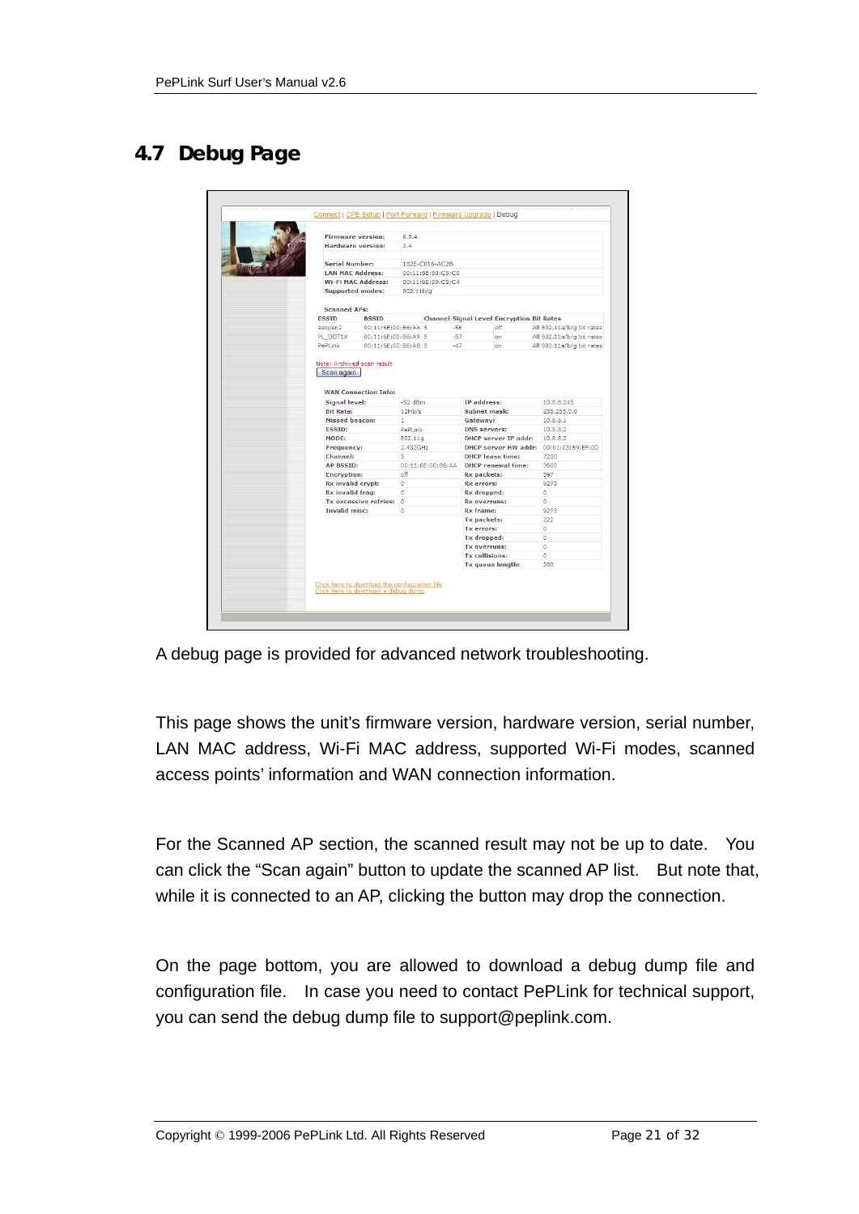## 4.7 Debug Page

A debug page is provided for advanced network troubleshooting.

This page shows the unit's firmware version, hardware version, serial number, LAN MAC address, Wi-Fi MAC address, supported Wi-Fi modes, scanned access points' information and WAN connection information.

For the Scanned AP section, the scanned result may not be up to date. You can click the "Scan again" button to update the scanned AP list. But note that, while it is connected to an AP, clicking the button may drop the connection.

On the page bottom, you are allowed to download a debug dump file and configuration file. In case you need to contact PePLink for technical support, you can send the debug dump file to support@peplink.com.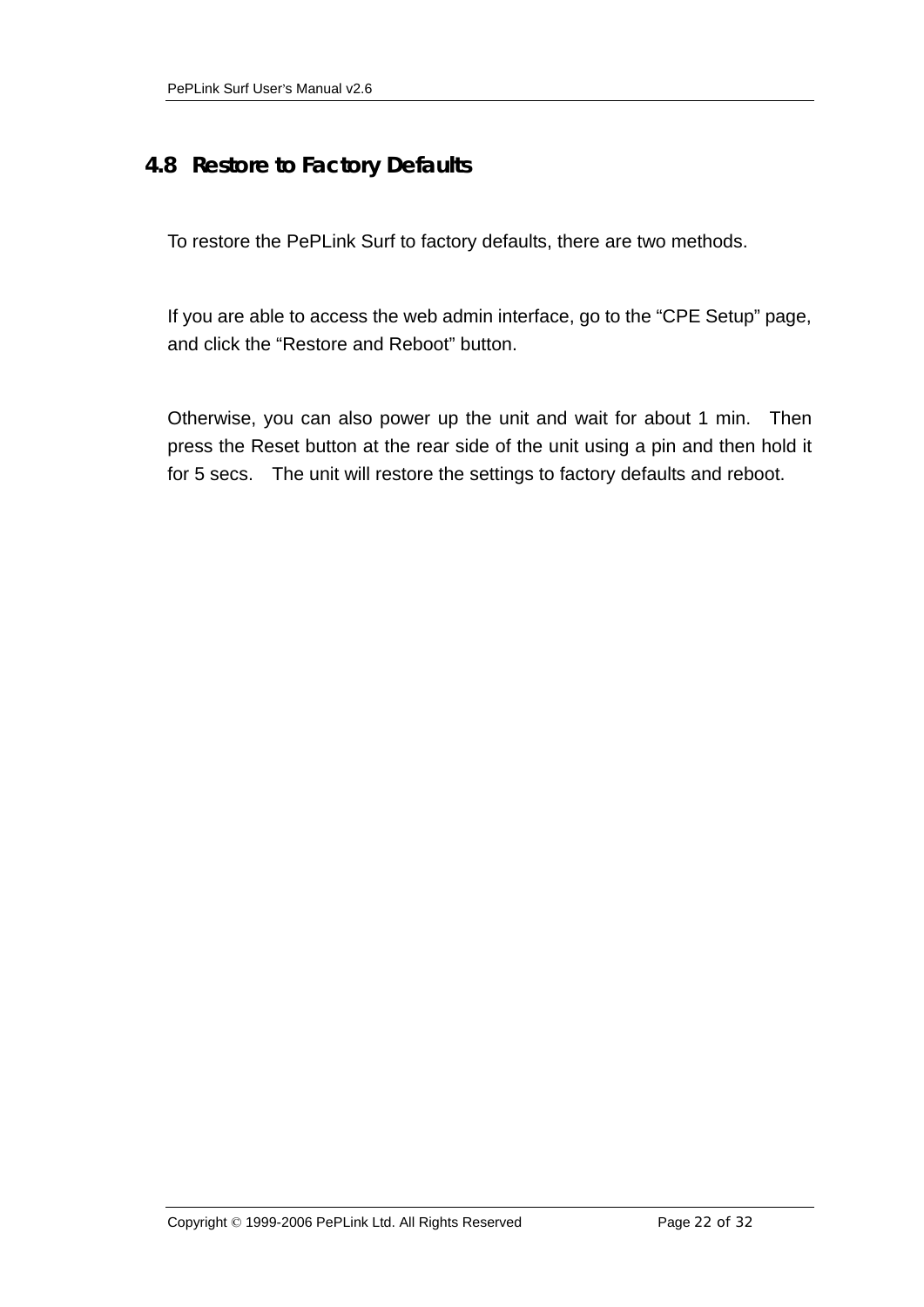## 4.8 Restore to Factory Defaults

To restore the PePLink Surf to factory defaults, there are two methods.

If you are able to access the web admin interface, go to the "CPE Setup" page, and click the "Restore and Reboot" button.

Otherwise, you can also power up the unit and wait for about 1 min. Then press the Reset button at the rear side of the unit using a pin and then hold it for 5 secs. The unit will restore the settings to factory defaults and reboot.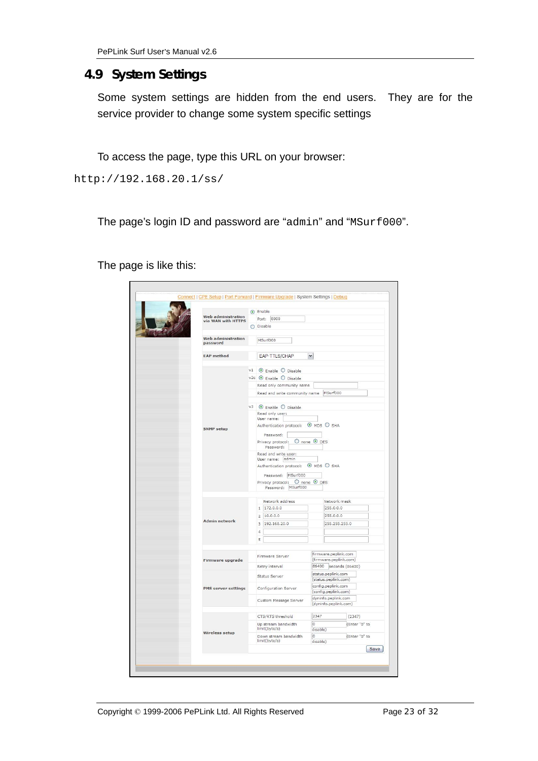## 4.9 System Settings

Some system settings are hidden from the end users. They are for the service provider to change some system specific settings

To access the page, type this URL on your browser:

```
http://192.168.20.1/ss/
```

The page's login ID and password are "`admin`" and "`MSurf000`".

The page is like this:

Connect | CPE Setup | Port Forward | Firmware Upgrade | System Settings | Debug

| Setting | | Value |
|---|---|---|
| Web administration via WAN with HTTPS | | Enable, Port: 8000 / Disable |
| Web administration password | | MSurf000 |
| EAP method | | EAP-TTLS/CHAP |
| SNMP setup | v1 | Enable / Disable |
| | v2c | Enable / Disable |
| | | Read only community name |
| | | Read and write community name: MSurf000 |
| | v3 | Enable / Disable |
| | | Read only user: User name: ; Authentication protocol: MD5 / SHA; Password: ; Privacy protocol: none / DES; Password: |
| | | Read and write user: User name: admin; Authentication protocol: MD5 / SHA; Password: MSurf000; Privacy protocol: none / DES; Password: MSurf000 |

| Admin network | | Network address | Network mask |
|---|---|---|---|
| | 1 | 172.0.0.0 | 255.0.0.0 |
| | 2 | 10.0.0.0 | 255.0.0.0 |
| | 3 | 192.168.20.0 | 255.255.255.0 |
| | 4 | | |
| | 5 | | |

| Setting | Field | Value |
|---|---|---|
| Firmware upgrade | Firmware Server | firmware.peplink.com (firmware.peplink.com) |
| | Retry interval | 86400 seconds (86400) |
| PMS server settings | Status Server | status.peplink.com (status.peplink.com) |
| | Configuration Server | config.peplink.com (config.peplink.com) |
| | Custom Message Server | dyninfo.peplink.com (dyninfo.peplink.com) |
| Wireless setup | CTS/RTS threshold | 2347 (2347) |
| | Up stream bandwidth limit(byte/s) | 0 (Enter "0" to disable) |
| | Down stream bandwidth limit(byte/s) | 0 (Enter "0" to disable) |

Save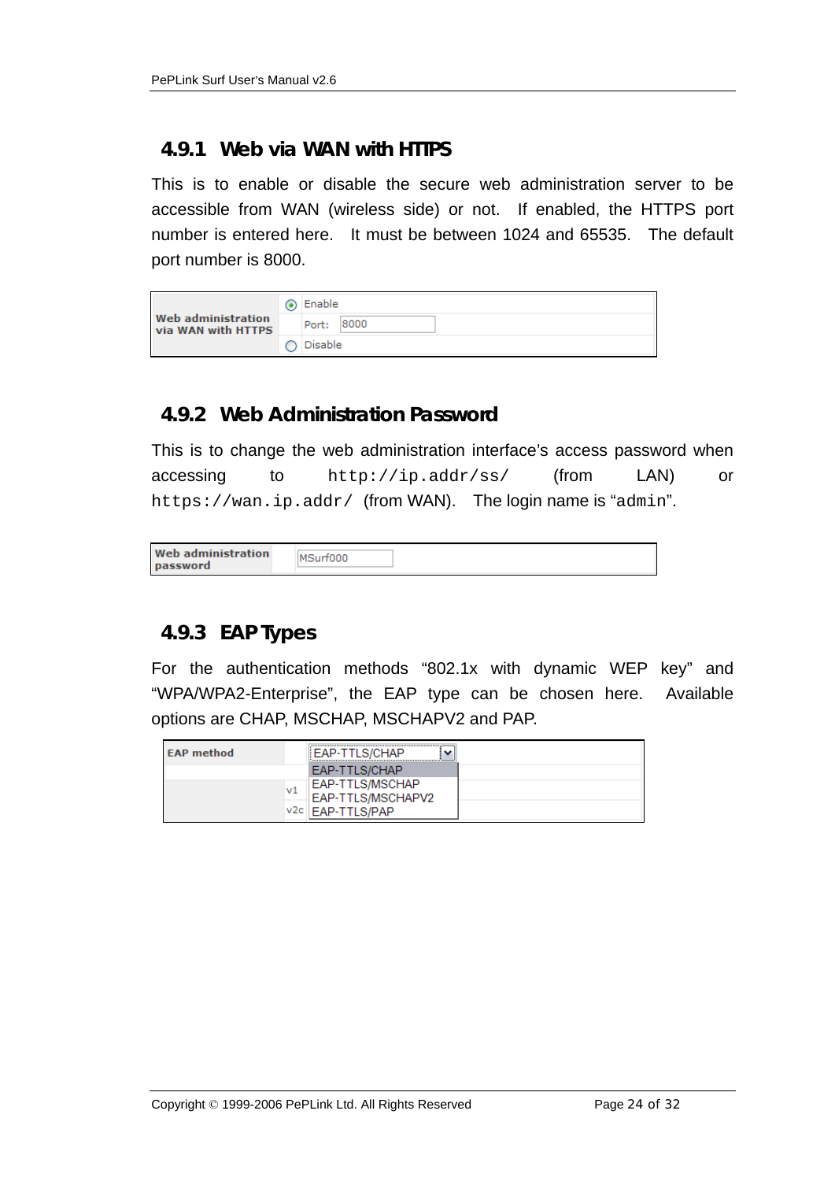### 4.9.1 Web via WAN with HTTPS

This is to enable or disable the secure web administration server to be accessible from WAN (wireless side) or not. If enabled, the HTTPS port number is entered here. It must be between 1024 and 65535. The default port number is 8000.

| Web administration via WAN with HTTPS | ◉ Enable |
|---|---|
| | Port: 8000 |
| | ○ Disable |

### 4.9.2 Web Administration Password

This is to change the web administration interface's access password when accessing to `http://ip.addr/ss/` (from LAN) or `https://wan.ip.addr/` (from WAN). The login name is "`admin`".

| Web administration password | MSurf000 |
|---|---|

### 4.9.3 EAP Types

For the authentication methods "802.1x with dynamic WEP key" and "WPA/WPA2-Enterprise", the EAP type can be chosen here. Available options are CHAP, MSCHAP, MSCHAPV2 and PAP.

| EAP method | EAP-TTLS/CHAP |
|---|---|
| | EAP-TTLS/CHAP |
| | EAP-TTLS/MSCHAP |
| | EAP-TTLS/MSCHAPV2 |
| | EAP-TTLS/PAP |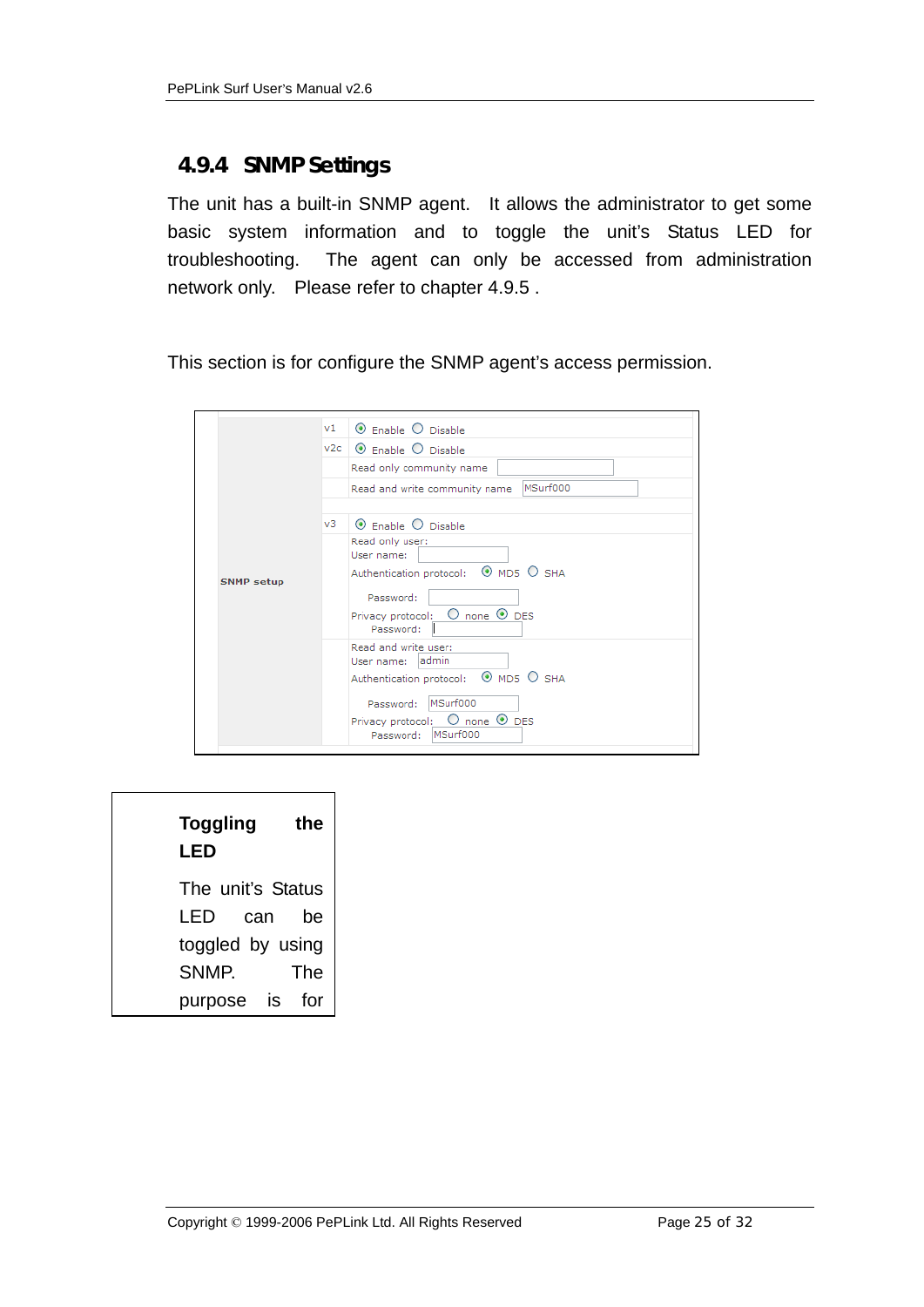### 4.9.4 SNMP Settings

The unit has a built-in SNMP agent. It allows the administrator to get some basic system information and to toggle the unit's Status LED for troubleshooting. The agent can only be accessed from administration network only. Please refer to chapter 4.9.5 .

This section is for configure the SNMP agent's access permission.

| | | |
|---|---|---|
| SNMP setup | v1 | ⦿ Enable ○ Disable |
| | v2c | ⦿ Enable ○ Disable |
| | | Read only community name [ ] |
| | | Read and write community name [MSurf000] |
| | v3 | ⦿ Enable ○ Disable |
| | | Read only user:<br>User name: [ ]<br>Authentication protocol: ⦿ MD5 ○ SHA<br>Password: [ ]<br>Privacy protocol: ○ none ⦿ DES<br>Password: [ ] |
| | | Read and write user:<br>User name: [admin]<br>Authentication protocol: ⦿ MD5 ○ SHA<br>Password: [MSurf000]<br>Privacy protocol: ○ none ⦿ DES<br>Password: [MSurf000] |

**Toggling the LED**

The unit's Status LED can be toggled by using SNMP. The purpose is for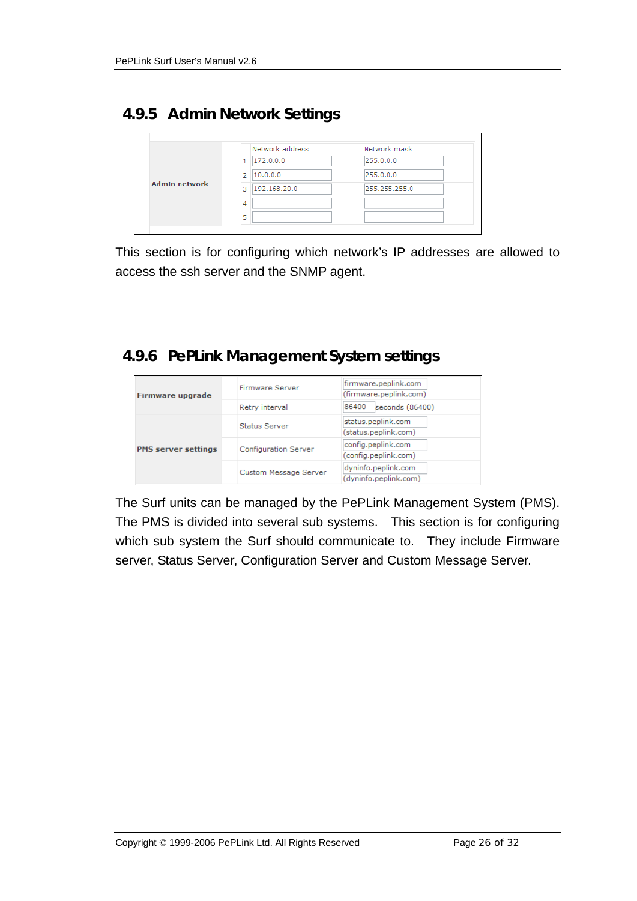### 4.9.5 Admin Network Settings

| | | Network address | Network mask |
|---|---|---|---|
| Admin network | 1 | 172.0.0.0 | 255.0.0.0 |
| | 2 | 10.0.0.0 | 255.0.0.0 |
| | 3 | 192.168.20.0 | 255.255.255.0 |
| | 4 | | |
| | 5 | | |

This section is for configuring which network's IP addresses are allowed to access the ssh server and the SNMP agent.

### 4.9.6 PePLink Management System settings

| | | |
|---|---|---|
| **Firmware upgrade** | Firmware Server | firmware.peplink.com (firmware.peplink.com) |
| | Retry interval | 86400 seconds (86400) |
| **PMS server settings** | Status Server | status.peplink.com (status.peplink.com) |
| | Configuration Server | config.peplink.com (config.peplink.com) |
| | Custom Message Server | dyninfo.peplink.com (dyninfo.peplink.com) |

The Surf units can be managed by the PePLink Management System (PMS). The PMS is divided into several sub systems. This section is for configuring which sub system the Surf should communicate to. They include Firmware server, Status Server, Configuration Server and Custom Message Server.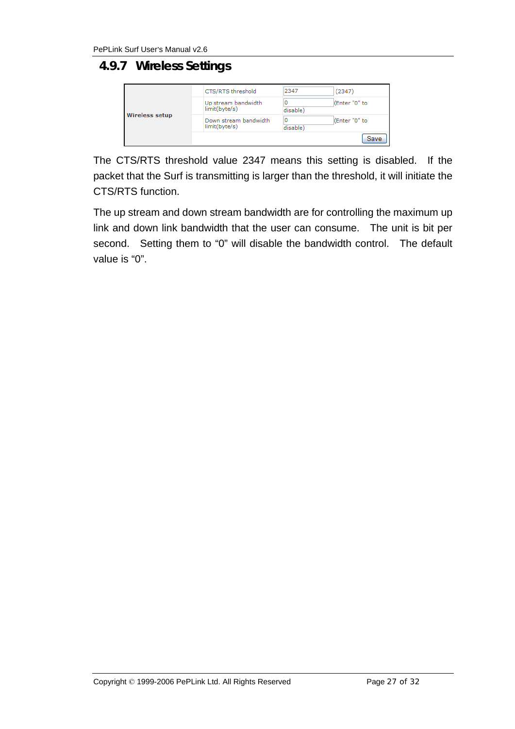### 4.9.7 Wireless Settings

| Wireless setup | | | |
|---|---|---|---|
| | CTS/RTS threshold | 2347 | (2347) |
| | Up stream bandwidth limit(byte/s) | 0 | (Enter "0" to disable) |
| | Down stream bandwidth limit(byte/s) | 0 | (Enter "0" to disable) |
| | | | Save |

The CTS/RTS threshold value 2347 means this setting is disabled. If the packet that the Surf is transmitting is larger than the threshold, it will initiate the CTS/RTS function.

The up stream and down stream bandwidth are for controlling the maximum up link and down link bandwidth that the user can consume. The unit is bit per second. Setting them to "0" will disable the bandwidth control. The default value is "0".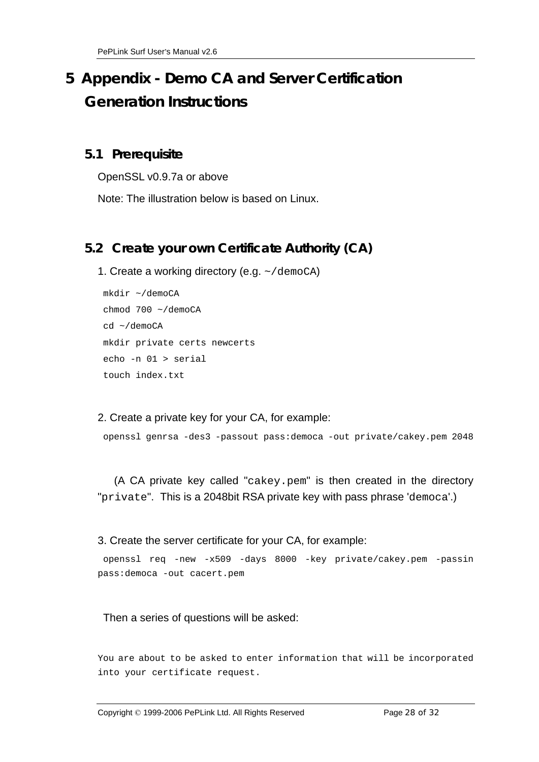// Omitted running header "PePLink Surf User's Manual v2.6" and footer "Copyright © 1999-2006 PePLink Ltd. All Rights Reserved / Page 28 of 32".
# 5 Appendix - Demo CA and Server Certification Generation Instructions

## 5.1 Prerequisite

OpenSSL v0.9.7a or above

Note: The illustration below is based on Linux.

## 5.2 Create your own Certificate Authority (CA)

1. Create a working directory (e.g. `~/demoCA`)

```
mkdir ~/demoCA
chmod 700 ~/demoCA
cd ~/demoCA
mkdir private certs newcerts
echo -n 01 > serial
touch index.txt
```

2. Create a private key for your CA, for example:

```
openssl genrsa -des3 -passout pass:democa -out private/cakey.pem 2048
```

(A CA private key called "`cakey.pem`" is then created in the directory "`private`". This is a 2048bit RSA private key with pass phrase '`democa`'.)

3. Create the server certificate for your CA, for example:

```
openssl req -new -x509 -days 8000 -key private/cakey.pem -passin pass:democa -out cacert.pem
```

Then a series of questions will be asked:

```
You are about to be asked to enter information that will be incorporated
into your certificate request.
```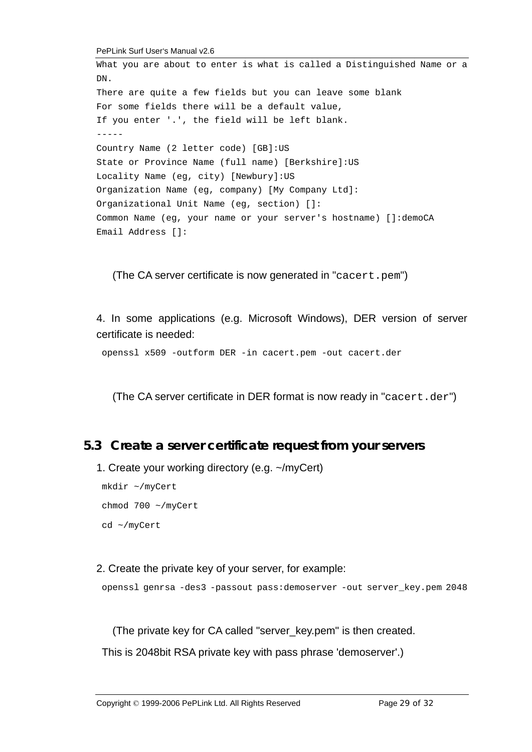```
What you are about to enter is what is called a Distinguished Name or a
DN.
There are quite a few fields but you can leave some blank
For some fields there will be a default value,
If you enter '.', the field will be left blank.
-----
Country Name (2 letter code) [GB]:US
State or Province Name (full name) [Berkshire]:US
Locality Name (eg, city) [Newbury]:US
Organization Name (eg, company) [My Company Ltd]:
Organizational Unit Name (eg, section) []:
Common Name (eg, your name or your server's hostname) []:demoCA
Email Address []:
```

(The CA server certificate is now generated in "`cacert.pem`")

4. In some applications (e.g. Microsoft Windows), DER version of server certificate is needed:

```
openssl x509 -outform DER -in cacert.pem -out cacert.der
```

(The CA server certificate in DER format is now ready in "`cacert.der`")

## 5.3 Create a server certificate request from your servers

1. Create your working directory (e.g. ~/myCert)

```
mkdir ~/myCert
chmod 700 ~/myCert
cd ~/myCert
```

2. Create the private key of your server, for example:

```
openssl genrsa -des3 -passout pass:demoserver -out server_key.pem 2048
```

(The private key for CA called "server_key.pem" is then created.
This is 2048bit RSA private key with pass phrase 'demoserver'.)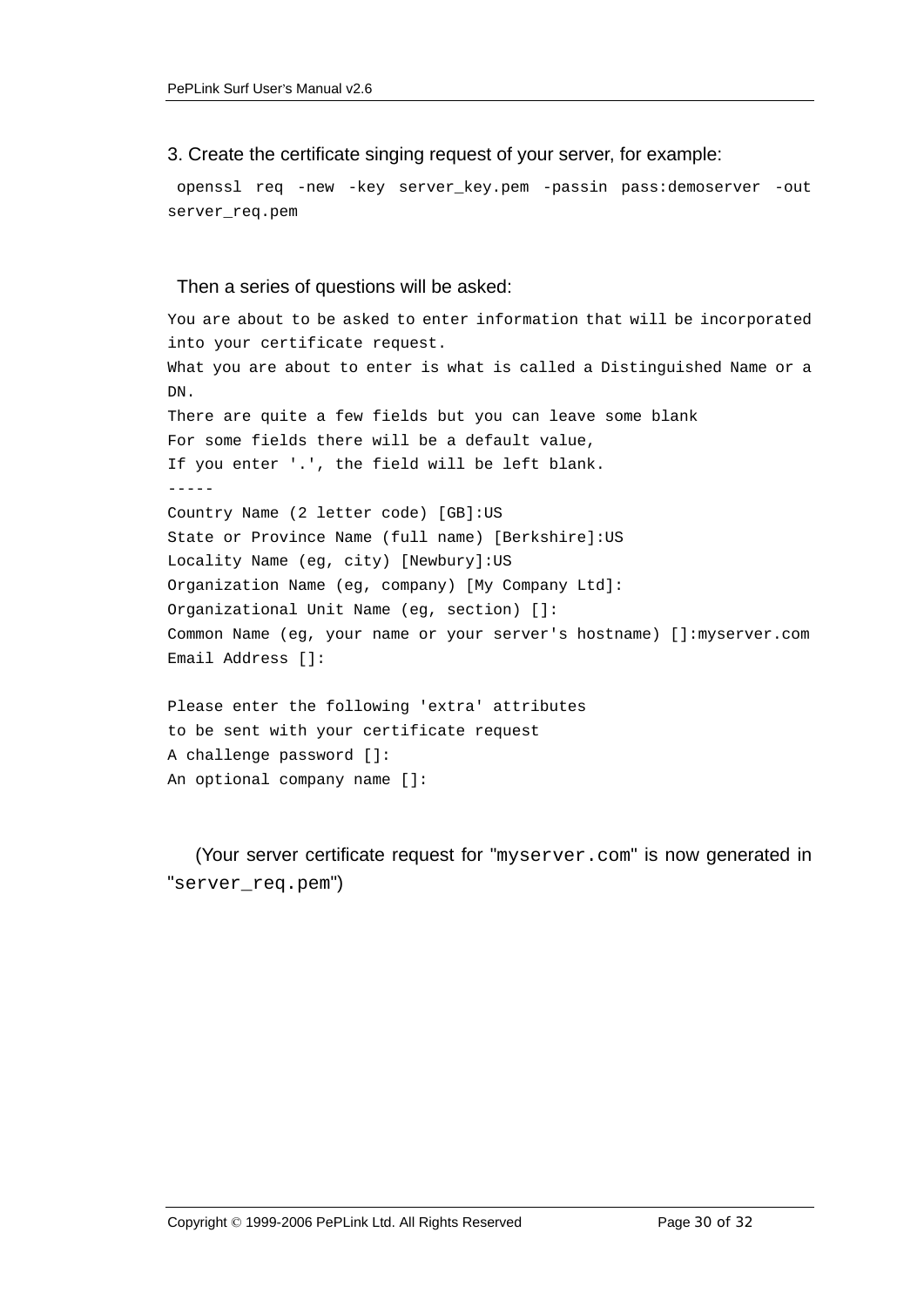3. Create the certificate singing request of your server, for example:

```
openssl req -new -key server_key.pem -passin pass:demoserver -out server_req.pem
```

Then a series of questions will be asked:

```
You are about to be asked to enter information that will be incorporated
into your certificate request.
What you are about to enter is what is called a Distinguished Name or a
DN.
There are quite a few fields but you can leave some blank
For some fields there will be a default value,
If you enter '.', the field will be left blank.
-----
Country Name (2 letter code) [GB]:US
State or Province Name (full name) [Berkshire]:US
Locality Name (eg, city) [Newbury]:US
Organization Name (eg, company) [My Company Ltd]:
Organizational Unit Name (eg, section) []:
Common Name (eg, your name or your server's hostname) []:myserver.com
Email Address []:

Please enter the following 'extra' attributes
to be sent with your certificate request
A challenge password []:
An optional company name []:
```

(Your server certificate request for "`myserver.com`" is now generated in "`server_req.pem`")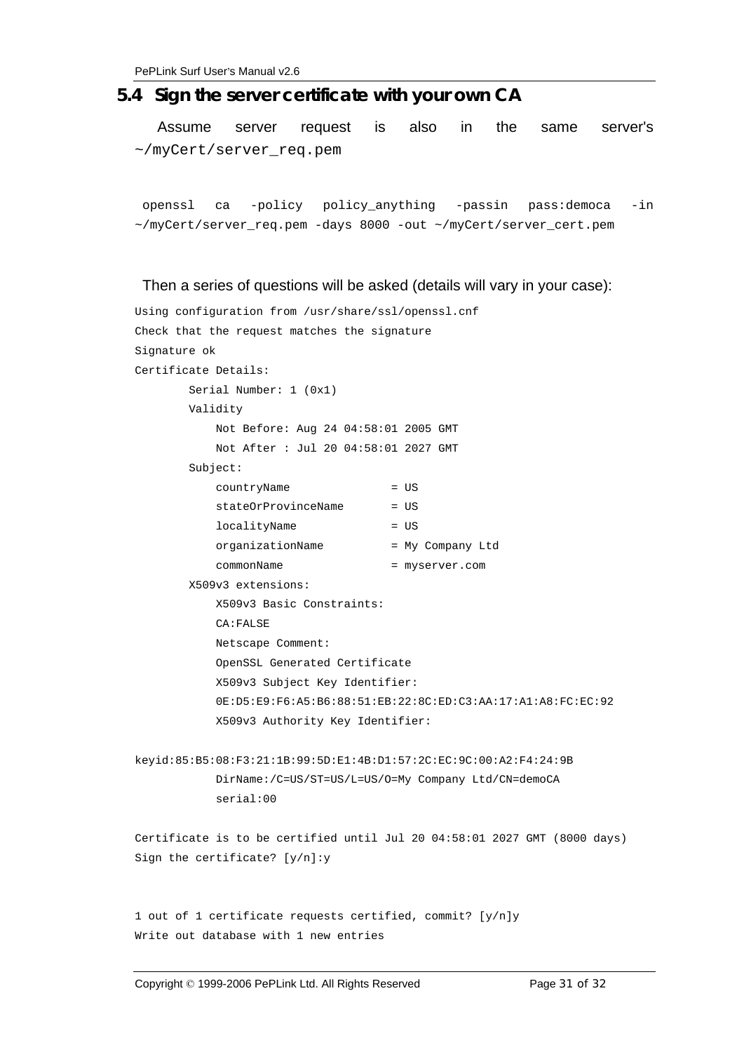## 5.4 Sign the server certificate with your own CA

Assume server request is also in the same server's `~/myCert/server_req.pem`

```
openssl ca -policy policy_anything -passin pass:democa -in ~/myCert/server_req.pem -days 8000 -out ~/myCert/server_cert.pem
```

Then a series of questions will be asked (details will vary in your case):

```
Using configuration from /usr/share/ssl/openssl.cnf
Check that the request matches the signature
Signature ok
Certificate Details:
        Serial Number: 1 (0x1)
        Validity
            Not Before: Aug 24 04:58:01 2005 GMT
            Not After : Jul 20 04:58:01 2027 GMT
        Subject:
            countryName               = US
            stateOrProvinceName       = US
            localityName              = US
            organizationName          = My Company Ltd
            commonName                = myserver.com
        X509v3 extensions:
            X509v3 Basic Constraints:
            CA:FALSE
            Netscape Comment:
            OpenSSL Generated Certificate
            X509v3 Subject Key Identifier:
            0E:D5:E9:F6:A5:B6:88:51:EB:22:8C:ED:C3:AA:17:A1:A8:FC:EC:92
            X509v3 Authority Key Identifier:

keyid:85:B5:08:F3:21:1B:99:5D:E1:4B:D1:57:2C:EC:9C:00:A2:F4:24:9B
            DirName:/C=US/ST=US/L=US/O=My Company Ltd/CN=demoCA
            serial:00

Certificate is to be certified until Jul 20 04:58:01 2027 GMT (8000 days)
Sign the certificate? [y/n]:y


1 out of 1 certificate requests certified, commit? [y/n]y
Write out database with 1 new entries
```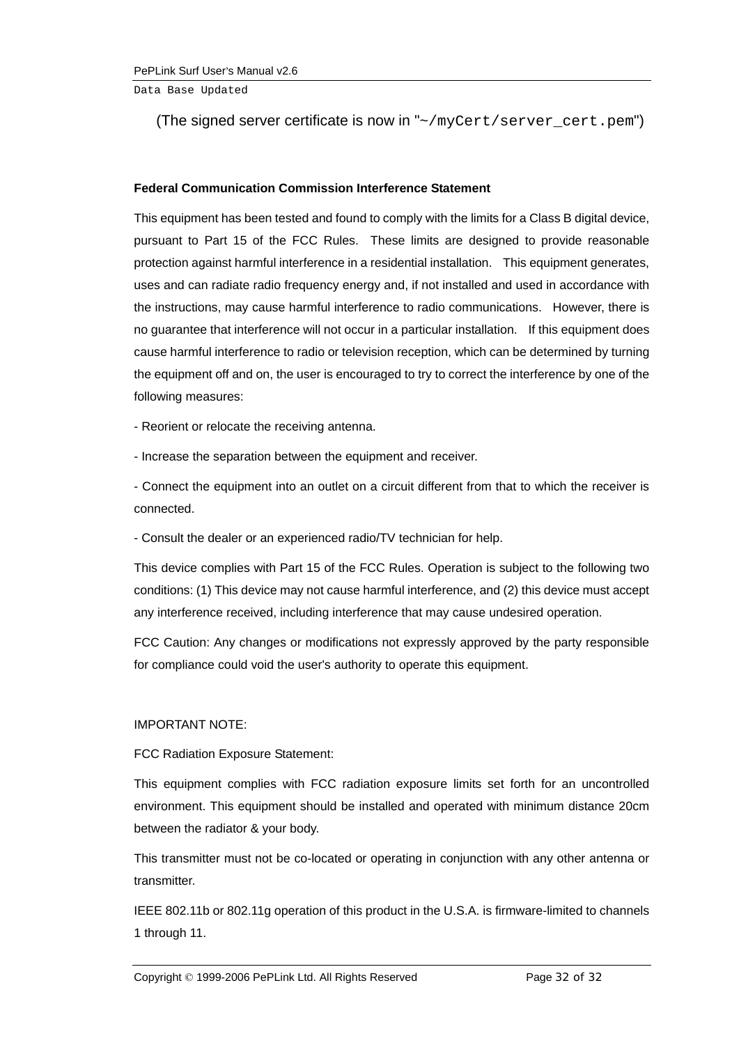```
Data Base Updated
```

(The signed server certificate is now in "`~/myCert/server_cert.pem`")

**Federal Communication Commission Interference Statement**

This equipment has been tested and found to comply with the limits for a Class B digital device, pursuant to Part 15 of the FCC Rules. These limits are designed to provide reasonable protection against harmful interference in a residential installation. This equipment generates, uses and can radiate radio frequency energy and, if not installed and used in accordance with the instructions, may cause harmful interference to radio communications. However, there is no guarantee that interference will not occur in a particular installation. If this equipment does cause harmful interference to radio or television reception, which can be determined by turning the equipment off and on, the user is encouraged to try to correct the interference by one of the following measures:

- Reorient or relocate the receiving antenna.
- Increase the separation between the equipment and receiver.
- Connect the equipment into an outlet on a circuit different from that to which the receiver is connected.
- Consult the dealer or an experienced radio/TV technician for help.

This device complies with Part 15 of the FCC Rules. Operation is subject to the following two conditions: (1) This device may not cause harmful interference, and (2) this device must accept any interference received, including interference that may cause undesired operation.

FCC Caution: Any changes or modifications not expressly approved by the party responsible for compliance could void the user's authority to operate this equipment.

IMPORTANT NOTE:

FCC Radiation Exposure Statement:

This equipment complies with FCC radiation exposure limits set forth for an uncontrolled environment. This equipment should be installed and operated with minimum distance 20cm between the radiator & your body.

This transmitter must not be co-located or operating in conjunction with any other antenna or transmitter.

IEEE 802.11b or 802.11g operation of this product in the U.S.A. is firmware-limited to channels 1 through 11.